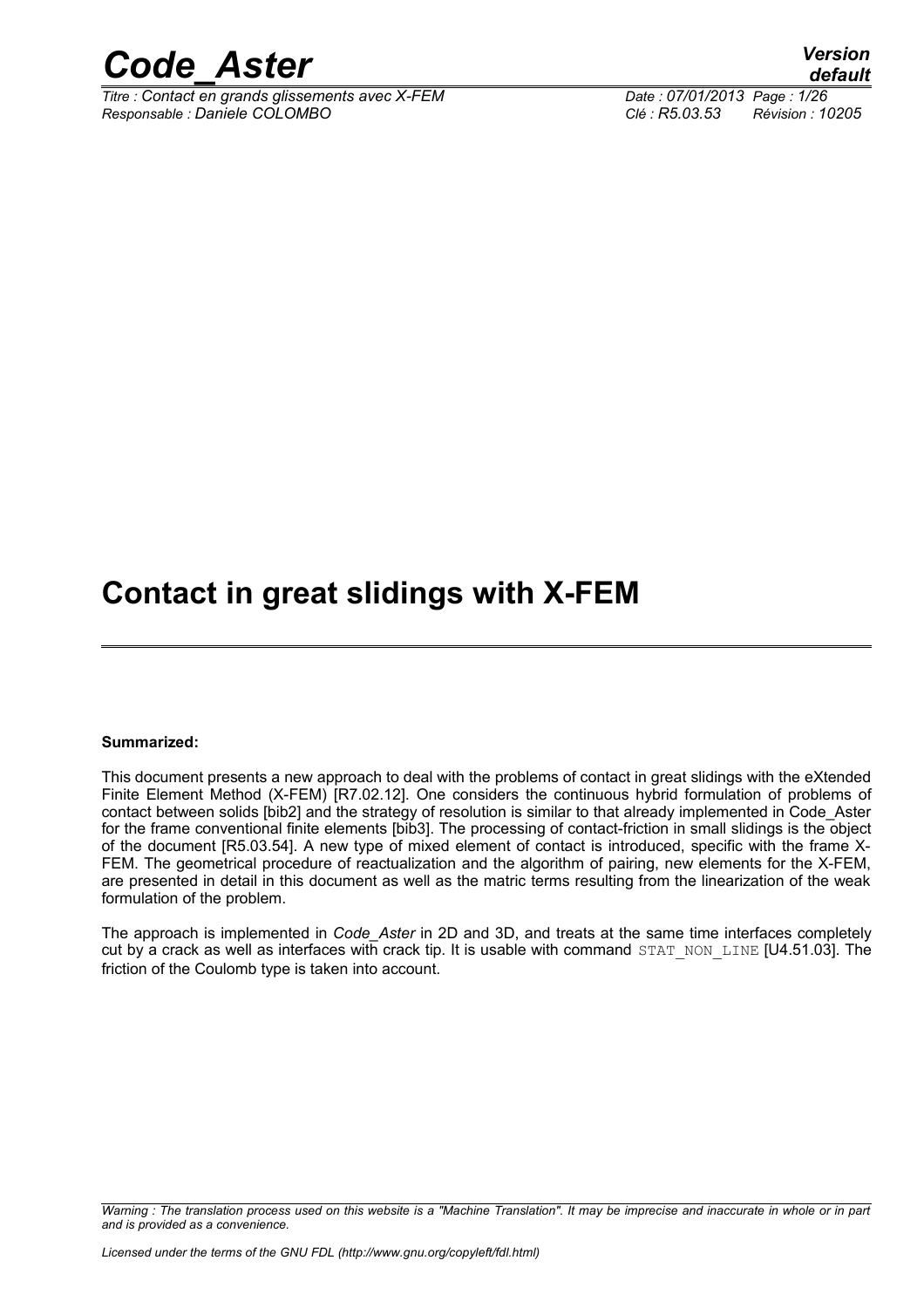# Contact in great slidings with X-FEM

**Summarized:**

This document presents a new approach to deal with the problems of contact in great slidings with the eXtended Finite Element Method (X-FEM) [R7.02.12]. One considers the continuous hybrid formulation of problems of contact between solids [bib2] and the strategy of resolution is similar to that already implemented in Code_Aster for the frame conventional finite elements [bib3]. The processing of contact-friction in small slidings is the object of the document [R5.03.54]. A new type of mixed element of contact is introduced, specific with the frame X-FEM. The geometrical procedure of reactualization and the algorithm of pairing, new elements for the X-FEM, are presented in detail in this document as well as the matric terms resulting from the linearization of the weak formulation of the problem.

The approach is implemented in *Code_Aster* in 2D and 3D, and treats at the same time interfaces completely cut by a crack as well as interfaces with crack tip. It is usable with command `STAT_NON_LINE` [U4.51.03]. The friction of the Coulomb type is taken into account.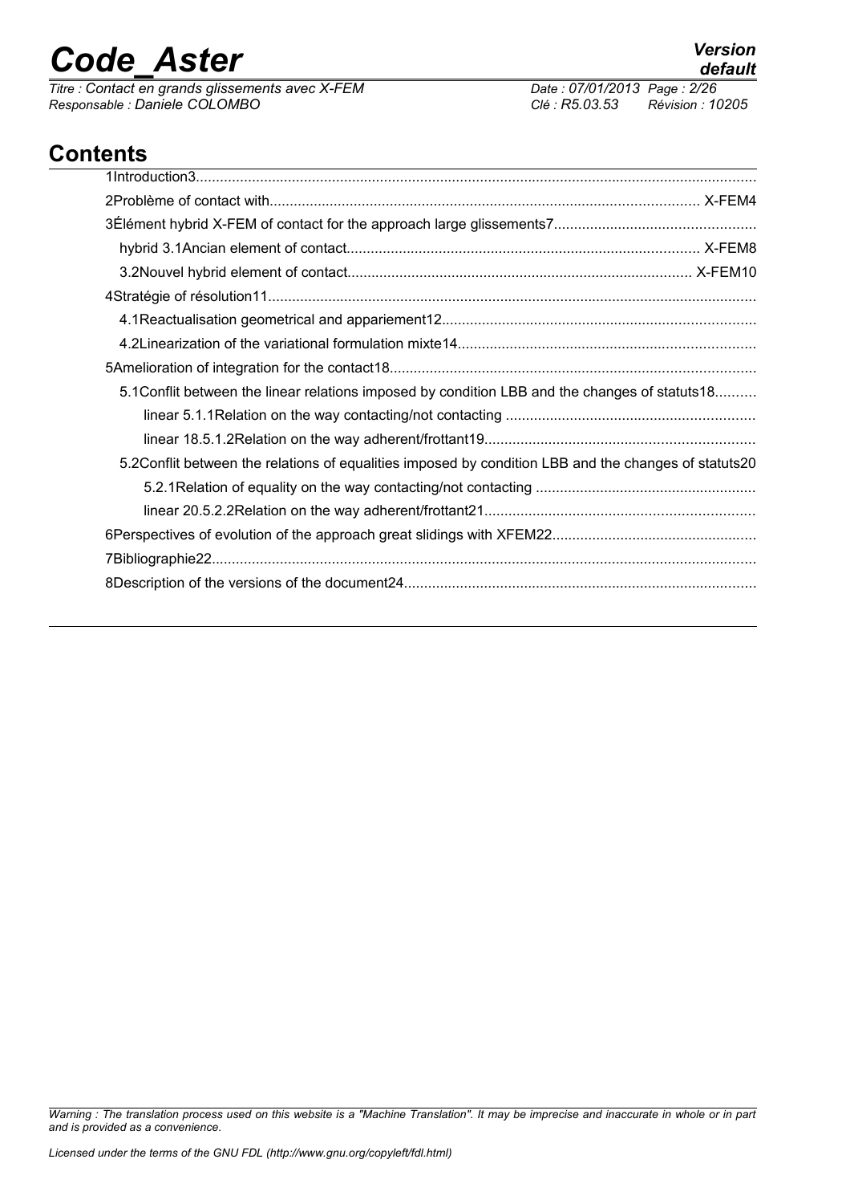## Contents

1Introduction3

2Problème of contact with X-FEM4

3Élément hybrid X-FEM of contact for the approach large glissements7

hybrid 3.1Ancian element of contact X-FEM8

3.2Nouvel hybrid element of contact X-FEM10

4Stratégie of résolution11

4.1Reactualisation geometrical and appariement12

4.2Linearization of the variational formulation mixte14

5Amelioration of integration for the contact18

5.1Conflit between the linear relations imposed by condition LBB and the changes of statuts18

linear 5.1.1Relation on the way contacting/not contacting

linear 18.5.1.2Relation on the way adherent/frottant19

5.2Conflit between the relations of equalities imposed by condition LBB and the changes of statuts20

5.2.1Relation of equality on the way contacting/not contacting

linear 20.5.2.2Relation on the way adherent/frottant21

6Perspectives of evolution of the approach great slidings with XFEM22

7Bibliographie22

8Description of the versions of the document24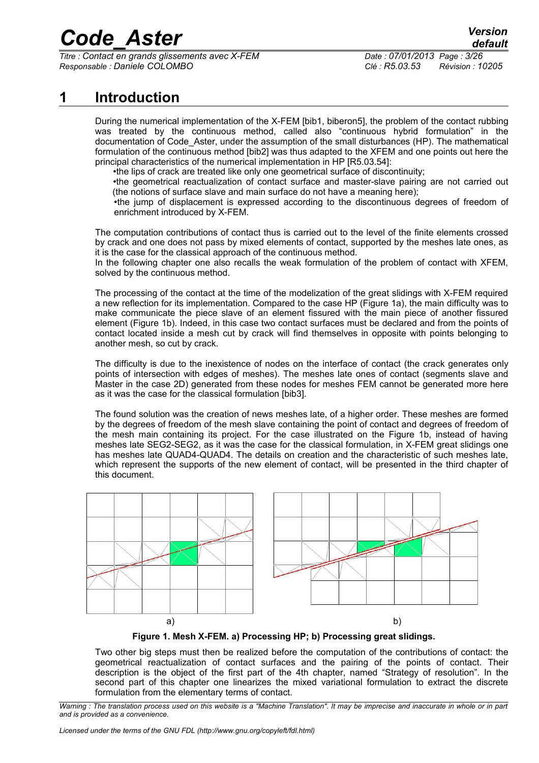# 1 Introduction

During the numerical implementation of the X-FEM [bib1, biberon5], the problem of the contact rubbing was treated by the continuous method, called also "continuous hybrid formulation" in the documentation of Code_Aster, under the assumption of the small disturbances (HP). The mathematical formulation of the continuous method [bib2] was thus adapted to the XFEM and one points out here the principal characteristics of the numerical implementation in HP [R5.03.54]:

- the lips of crack are treated like only one geometrical surface of discontinuity;
- the geometrical reactualization of contact surface and master-slave pairing are not carried out (the notions of surface slave and main surface do not have a meaning here);
- the jump of displacement is expressed according to the discontinuous degrees of freedom of enrichment introduced by X-FEM.

The computation contributions of contact thus is carried out to the level of the finite elements crossed by crack and one does not pass by mixed elements of contact, supported by the meshes late ones, as it is the case for the classical approach of the continuous method.
In the following chapter one also recalls the weak formulation of the problem of contact with XFEM, solved by the continuous method.

The processing of the contact at the time of the modelization of the great slidings with X-FEM required a new reflection for its implementation. Compared to the case HP (Figure 1a), the main difficulty was to make communicate the piece slave of an element fissured with the main piece of another fissured element (Figure 1b). Indeed, in this case two contact surfaces must be declared and from the points of contact located inside a mesh cut by crack will find themselves in opposite with points belonging to another mesh, so cut by crack.

The difficulty is due to the inexistence of nodes on the interface of contact (the crack generates only points of intersection with edges of meshes). The meshes late ones of contact (segments slave and Master in the case 2D) generated from these nodes for meshes FEM cannot be generated more here as it was the case for the classical formulation [bib3].

The found solution was the creation of news meshes late, of a higher order. These meshes are formed by the degrees of freedom of the mesh slave containing the point of contact and degrees of freedom of the mesh main containing its project. For the case illustrated on the Figure 1b, instead of having meshes late SEG2-SEG2, as it was the case for the classical formulation, in X-FEM great slidings one has meshes late QUAD4-QUAD4. The details on creation and the characteristic of such meshes late, which represent the supports of the new element of contact, will be presented in the third chapter of this document.

a) b)

**Figure 1. Mesh X-FEM. a) Processing HP; b) Processing great slidings.**

Two other big steps must then be realized before the computation of the contributions of contact: the geometrical reactualization of contact surfaces and the pairing of the points of contact. Their description is the object of the first part of the 4th chapter, named "Strategy of resolution". In the second part of this chapter one linearizes the mixed variational formulation to extract the discrete formulation from the elementary terms of contact.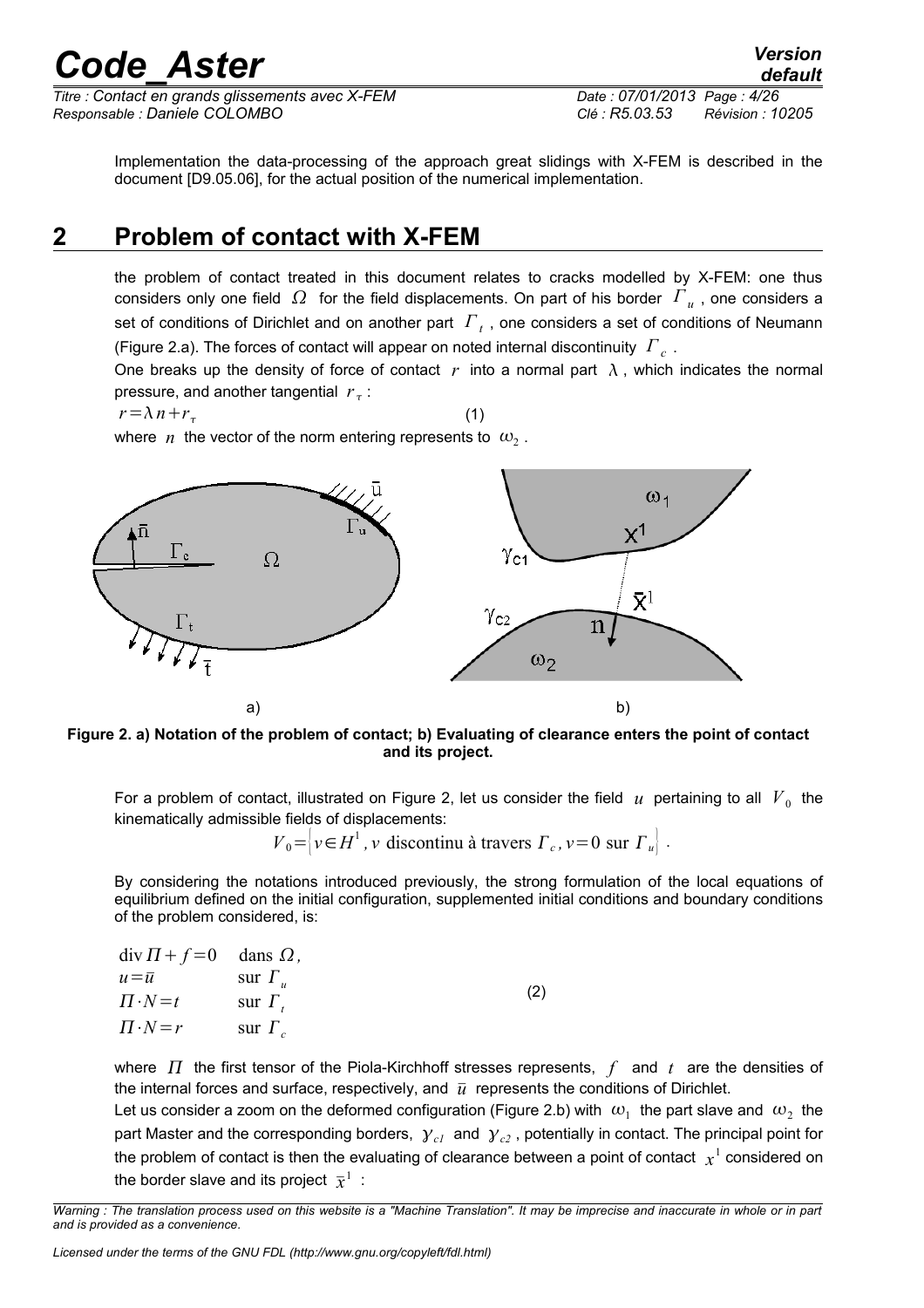Implementation the data-processing of the approach great slidings with X-FEM is described in the document [D9.05.06], for the actual position of the numerical implementation.

## 2 Problem of contact with X-FEM

the problem of contact treated in this document relates to cracks modelled by X-FEM: one thus considers only one field $\Omega$ for the field displacements. On part of his border $\Gamma_u$, one considers a set of conditions of Dirichlet and on another part $\Gamma_t$, one considers a set of conditions of Neumann (Figure 2.a). The forces of contact will appear on noted internal discontinuity $\Gamma_c$.

One breaks up the density of force of contact $r$ into a normal part $\lambda$, which indicates the normal pressure, and another tangential $r_\tau$:

$$r=\lambda n+r_\tau \quad (1)$$

where $n$ the vector of the norm entering represents to $\omega_2$.

**Figure 2. a) Notation of the problem of contact; b) Evaluating of clearance enters the point of contact and its project.**

For a problem of contact, illustrated on Figure 2, let us consider the field $u$ pertaining to all $V_0$ the kinematically admissible fields of displacements:

$$V_0=\left\{v\in H^1, v \text{ discontinu à travers } \Gamma_c, v=0 \text{ sur } \Gamma_u\right\}.$$

By considering the notations introduced previously, the strong formulation of the local equations of equilibrium defined on the initial configuration, supplemented initial conditions and boundary conditions of the problem considered, is:

$$\begin{array}{ll} \operatorname{div}\Pi+f=0 & \text{dans } \Omega, \\ u=\bar{u} & \text{sur } \Gamma_u \\ \Pi\cdot N=t & \text{sur } \Gamma_t \\ \Pi\cdot N=r & \text{sur } \Gamma_c \end{array} \quad (2)$$

where $\Pi$ the first tensor of the Piola-Kirchhoff stresses represents, $f$ and $t$ are the densities of the internal forces and surface, respectively, and $\bar{u}$ represents the conditions of Dirichlet.

Let us consider a zoom on the deformed configuration (Figure 2.b) with $\omega_1$ the part slave and $\omega_2$ the part Master and the corresponding borders, $\gamma_{c1}$ and $\gamma_{c2}$, potentially in contact. The principal point for the problem of contact is then the evaluating of clearance between a point of contact $x^1$ considered on the border slave and its project $\bar{x}^1$ :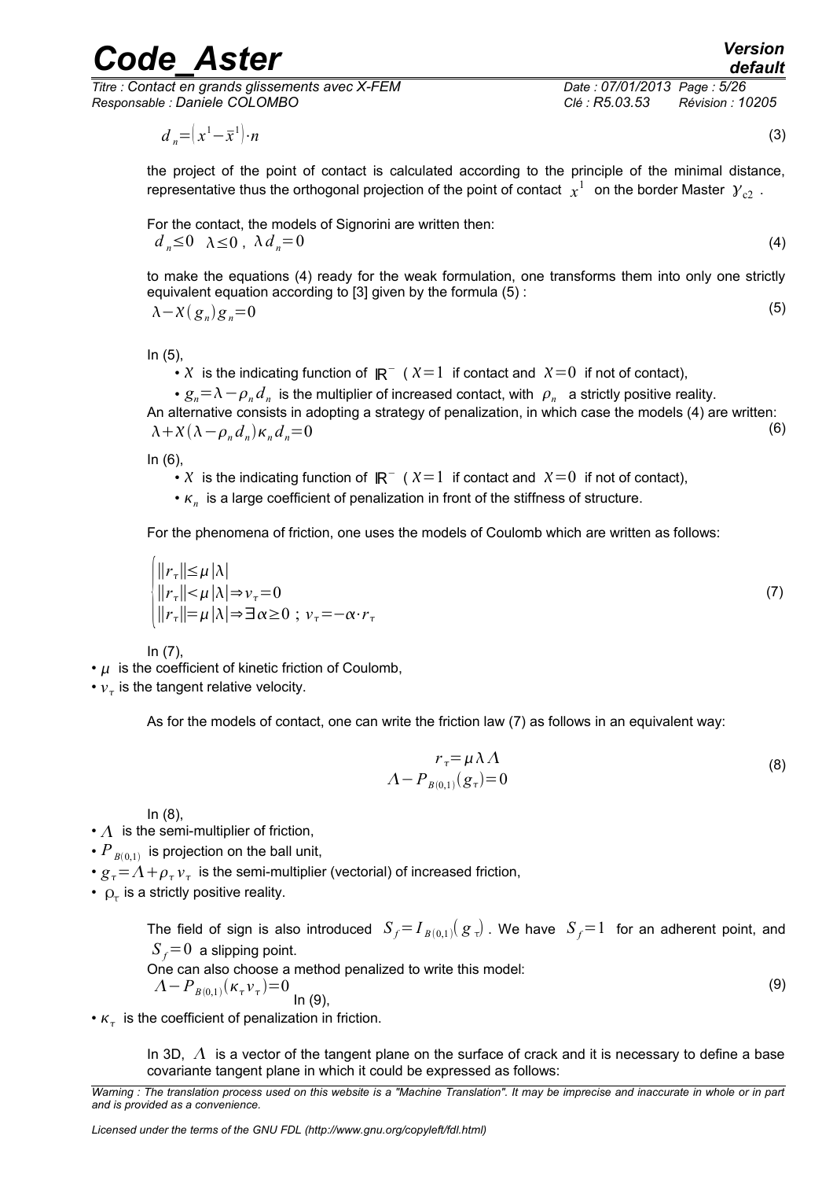$$d_n = \left(x^1 - \bar{x}^1\right) \cdot n \tag{3}$$

the project of the point of contact is calculated according to the principle of the minimal distance, representative thus the orthogonal projection of the point of contact $x^1$ on the border Master $\gamma_{c2}$.

For the contact, the models of Signorini are written then:

$$d_n \leq 0 \quad \lambda \leq 0 \,,\; \lambda d_n = 0 \tag{4}$$

to make the equations (4) ready for the weak formulation, one transforms them into only one strictly equivalent equation according to [3] given by the formula (5) :

$$\lambda - \chi(g_n) g_n = 0 \tag{5}$$

In (5),

- $\chi$ is the indicating function of $\mathbb{R}^-$ ( $\chi=1$ if contact and $\chi=0$ if not of contact),
- $g_n = \lambda - \rho_n d_n$ is the multiplier of increased contact, with $\rho_n$ a strictly positive reality.

An alternative consists in adopting a strategy of penalization, in which case the models (4) are written:

$$\lambda + \chi(\lambda - \rho_n d_n) \kappa_n d_n = 0 \tag{6}$$

In (6),

- $\chi$ is the indicating function of $\mathbb{R}^-$ ( $\chi=1$ if contact and $\chi=0$ if not of contact),
- $\kappa_n$ is a large coefficient of penalization in front of the stiffness of structure.

For the phenomena of friction, one uses the models of Coulomb which are written as follows:

$$\begin{cases} \|r_\tau\| \leq \mu |\lambda| \\ \|r_\tau\| < \mu |\lambda| \Rightarrow v_\tau = 0 \\ \|r_\tau\| = \mu |\lambda| \Rightarrow \exists \alpha \geq 0 \,;\; v_\tau = -\alpha \cdot r_\tau \end{cases} \tag{7}$$

In (7),

- $\mu$ is the coefficient of kinetic friction of Coulomb,
- $v_\tau$ is the tangent relative velocity.

As for the models of contact, one can write the friction law (7) as follows in an equivalent way:

$$\begin{aligned} r_\tau &= \mu \lambda \Lambda \\ \Lambda - P_{B(0,1)}(g_\tau) &= 0 \end{aligned} \tag{8}$$

In (8),

- $\Lambda$ is the semi-multiplier of friction,
- $P_{B(0,1)}$ is projection on the ball unit,
- $g_\tau = \Lambda + \rho_\tau v_\tau$ is the semi-multiplier (vectorial) of increased friction,
- $\rho_\tau$ is a strictly positive reality.

The field of sign is also introduced $S_f = I_{B(0,1)}(g_\tau)$. We have $S_f = 1$ for an adherent point, and $S_f = 0$ a slipping point.

One can also choose a method penalized to write this model:

$$\Lambda - P_{B(0,1)}(\kappa_\tau v_\tau) = 0 \tag{9}$$

In (9),

- $\kappa_\tau$ is the coefficient of penalization in friction.

In 3D, $\Lambda$ is a vector of the tangent plane on the surface of crack and it is necessary to define a base covariante tangent plane in which it could be expressed as follows: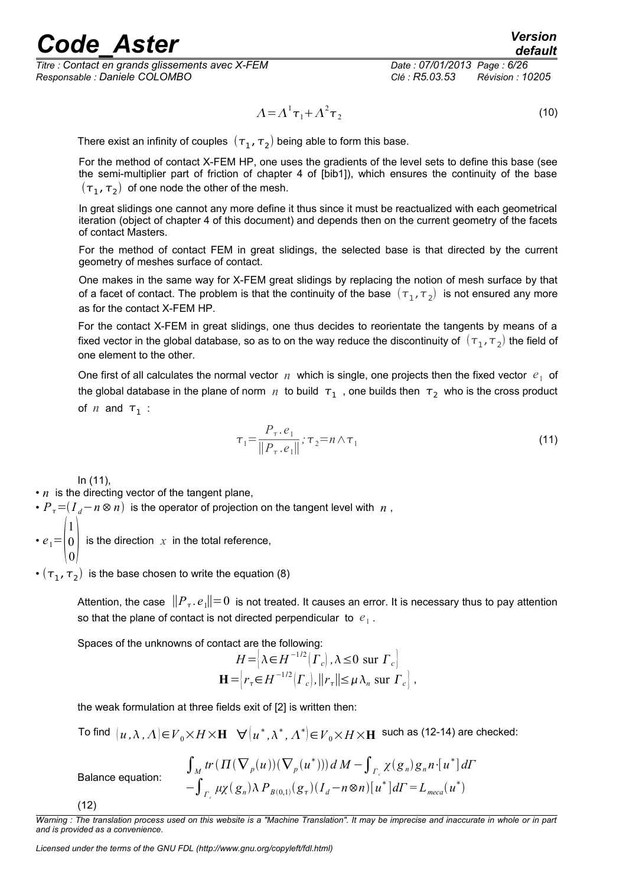$$\Lambda = \Lambda^1 \tau_1 + \Lambda^2 \tau_2 \tag{10}$$

There exist an infinity of couples $(\tau_1, \tau_2)$ being able to form this base.

For the method of contact X-FEM HP, one uses the gradients of the level sets to define this base (see the semi-multiplier part of friction of chapter 4 of [bib1]), which ensures the continuity of the base $(\tau_1, \tau_2)$ of one node the other of the mesh.

In great slidings one cannot any more define it thus since it must be reactualized with each geometrical iteration (object of chapter 4 of this document) and depends then on the current geometry of the facets of contact Masters.

For the method of contact FEM in great slidings, the selected base is that directed by the current geometry of meshes surface of contact.

One makes in the same way for X-FEM great slidings by replacing the notion of mesh surface by that of a facet of contact. The problem is that the continuity of the base $(\tau_1, \tau_2)$ is not ensured any more as for the contact X-FEM HP.

For the contact X-FEM in great slidings, one thus decides to reorientate the tangents by means of a fixed vector in the global database, so as to on the way reduce the discontinuity of $(\tau_1, \tau_2)$ the field of one element to the other.

One first of all calculates the normal vector $n$ which is single, one projects then the fixed vector $e_1$ of the global database in the plane of norm $n$ to build $\tau_1$, one builds then $\tau_2$ who is the cross product of $n$ and $\tau_1$ :

$$\tau_1 = \frac{P_\tau . e_1}{\|P_\tau . e_1\|} ; \tau_2 = n \wedge \tau_1 \tag{11}$$

In (11),

- $n$ is the directing vector of the tangent plane,
- $P_\tau = (I_d - n \otimes n)$ is the operator of projection on the tangent level with $n$,
- $e_1 = \begin{pmatrix} 1 \\ 0 \\ 0 \end{pmatrix}$ is the direction $x$ in the total reference,
- $(\tau_1, \tau_2)$ is the base chosen to write the equation (8)

Attention, the case $\|P_\tau . e_1\| = 0$ is not treated. It causes an error. It is necessary thus to pay attention so that the plane of contact is not directed perpendicular to $e_1$.

Spaces of the unknowns of contact are the following:

$$H = \left\{ \lambda \in H^{-1/2}(\Gamma_c), \lambda \leq 0 \text{ sur } \Gamma_c \right\}$$
$$\mathbf{H} = \left\{ r_\tau \in H^{-1/2}(\Gamma_c), \|r_\tau\| \leq \mu \lambda_n \text{ sur } \Gamma_c \right\},$$

the weak formulation at three fields exit of [2] is written then:

To find $(u, \lambda, \Lambda) \in V_0 \times H \times \mathbf{H} \quad \forall (u^*, \lambda^*, \Lambda^*) \in V_0 \times H \times \mathbf{H}$ such as (12-14) are checked:

Balance equation:

$$\int_M tr(\Pi(\nabla_p(u))(\nabla_p(u^*))) \, dM - \int_{\Gamma_c} \chi(g_n) g_n n \cdot [u^*] \, d\Gamma$$
$$- \int_{\Gamma_c} \mu \chi(g_n) \lambda P_{B(0,1)}(g_\tau)(I_d - n \otimes n)[u^*] \, d\Gamma = L_{meca}(u^*)$$

(12)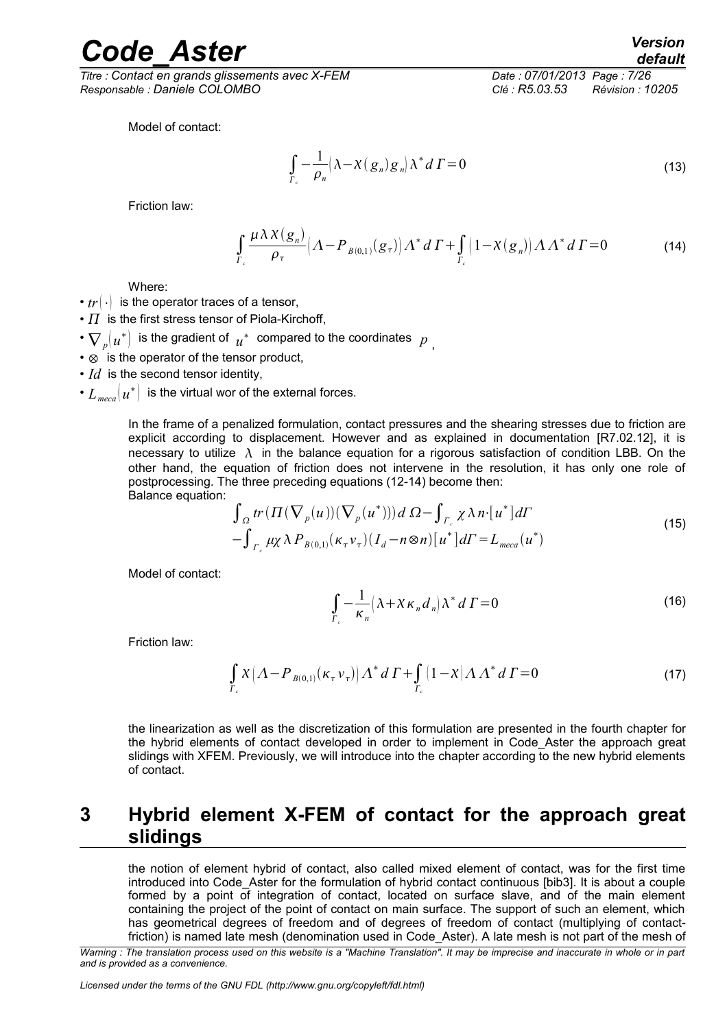Model of contact:

$$\int_{\Gamma_c} -\frac{1}{\rho_n}\left(\lambda - \chi(g_n) g_n\right)\lambda^* d\Gamma = 0 \tag{13}$$

Friction law:

$$\int_{\Gamma_c} \frac{\mu\lambda\chi(g_n)}{\rho_\tau}\left(\Lambda - P_{B(0,1)}(g_\tau)\right)\Lambda^* d\Gamma + \int_{\Gamma_c}\left(1-\chi(g_n)\right)\Lambda\Lambda^* d\Gamma = 0 \tag{14}$$

Where:

- $tr(\cdot)$ is the operator traces of a tensor,
- $\Pi$ is the first stress tensor of Piola-Kirchoff,
- $\nabla_p(u^*)$ is the gradient of $u^*$ compared to the coordinates $p$,
- $\otimes$ is the operator of the tensor product,
- $Id$ is the second tensor identity,
- $L_{meca}(u^*)$ is the virtual wor of the external forces.

In the frame of a penalized formulation, contact pressures and the shearing stresses due to friction are explicit according to displacement. However and as explained in documentation [R7.02.12], it is necessary to utilize $\lambda$ in the balance equation for a rigorous satisfaction of condition LBB. On the other hand, the equation of friction does not intervene in the resolution, it has only one role of postprocessing. The three preceding equations (12-14) become then:
Balance equation:

$$\begin{aligned}&\int_{\Omega} tr(\Pi(\nabla_p(u))(\nabla_p(u^*)))\,d\Omega - \int_{\Gamma_c}\chi\lambda n\cdot[u^*]d\Gamma\\&-\int_{\Gamma_c}\mu\chi\lambda P_{B(0,1)}(\kappa_\tau v_\tau)(I_d - n\otimes n)[u^*]d\Gamma = L_{meca}(u^*)\end{aligned} \tag{15}$$

Model of contact:

$$\int_{\Gamma_c} -\frac{1}{\kappa_n}\left(\lambda + \chi\kappa_n d_n\right)\lambda^* d\Gamma = 0 \tag{16}$$

Friction law:

$$\int_{\Gamma_c}\chi\left(\Lambda - P_{B(0,1)}(\kappa_\tau v_\tau)\right)\Lambda^* d\Gamma + \int_{\Gamma_c}(1-\chi)\Lambda\Lambda^* d\Gamma = 0 \tag{17}$$

the linearization as well as the discretization of this formulation are presented in the fourth chapter for the hybrid elements of contact developed in order to implement in Code_Aster the approach great slidings with XFEM. Previously, we will introduce into the chapter according to the new hybrid elements of contact.

# 3 Hybrid element X-FEM of contact for the approach great slidings

the notion of element hybrid of contact, also called mixed element of contact, was for the first time introduced into Code_Aster for the formulation of hybrid contact continuous [bib3]. It is about a couple formed by a point of integration of contact, located on surface slave, and of the main element containing the project of the point of contact on main surface. The support of such an element, which has geometrical degrees of freedom and of degrees of freedom of contact (multiplying of contact-friction) is named late mesh (denomination used in Code_Aster). A late mesh is not part of the mesh of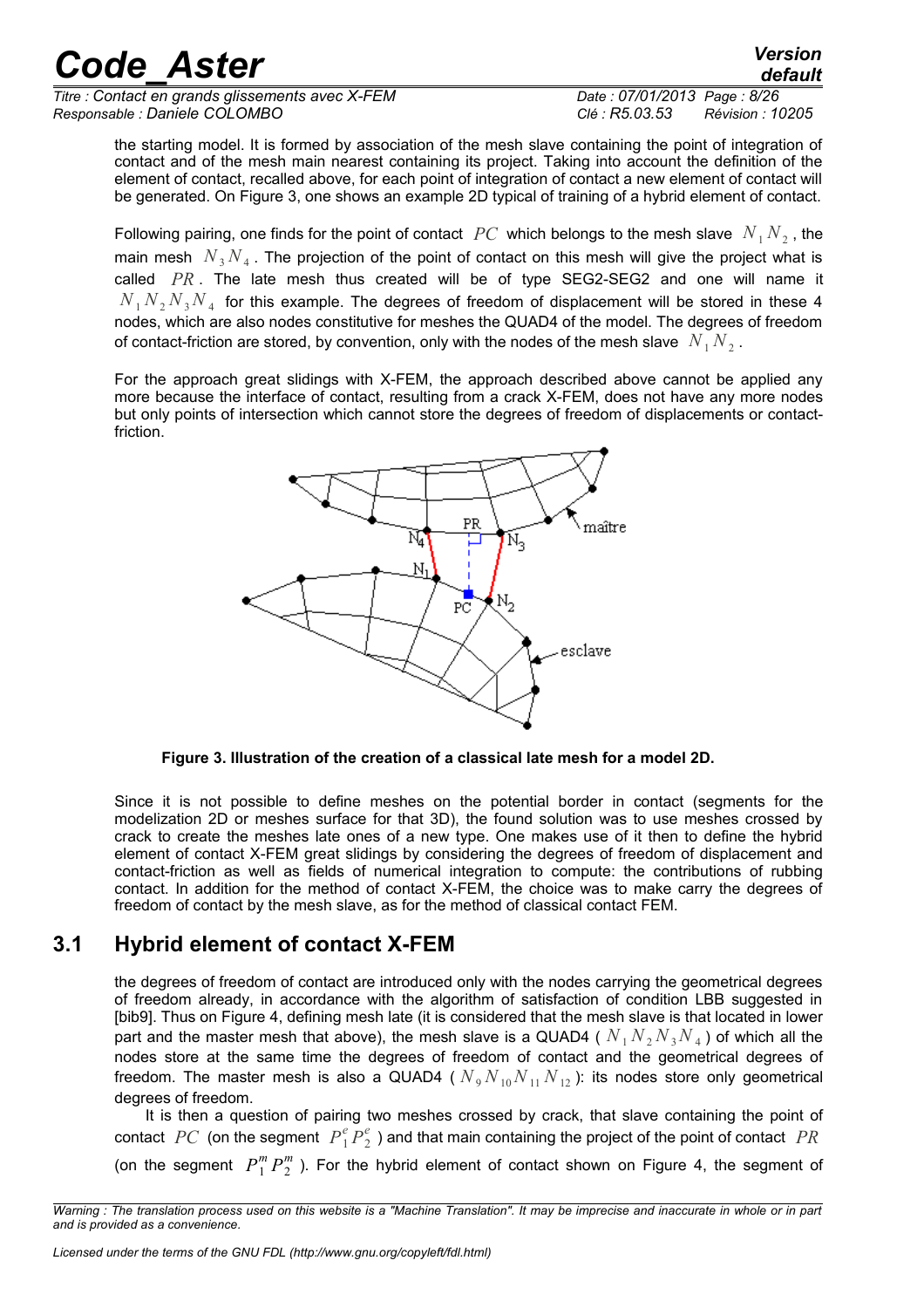the starting model. It is formed by association of the mesh slave containing the point of integration of contact and of the mesh main nearest containing its project. Taking into account the definition of the element of contact, recalled above, for each point of integration of contact a new element of contact will be generated. On Figure 3, one shows an example 2D typical of training of a hybrid element of contact.

Following pairing, one finds for the point of contact $PC$ which belongs to the mesh slave $N_1 N_2$, the main mesh $N_3 N_4$. The projection of the point of contact on this mesh will give the project what is called $PR$. The late mesh thus created will be of type SEG2-SEG2 and one will name it $N_1 N_2 N_3 N_4$ for this example. The degrees of freedom of displacement will be stored in these 4 nodes, which are also nodes constitutive for meshes the QUAD4 of the model. The degrees of freedom of contact-friction are stored, by convention, only with the nodes of the mesh slave $N_1 N_2$.

For the approach great slidings with X-FEM, the approach described above cannot be applied any more because the interface of contact, resulting from a crack X-FEM, does not have any more nodes but only points of intersection which cannot store the degrees of freedom of displacements or contact-friction.

**Figure 3. Illustration of the creation of a classical late mesh for a model 2D.**

Since it is not possible to define meshes on the potential border in contact (segments for the modelization 2D or meshes surface for that 3D), the found solution was to use meshes crossed by crack to create the meshes late ones of a new type. One makes use of it then to define the hybrid element of contact X-FEM great slidings by considering the degrees of freedom of displacement and contact-friction as well as fields of numerical integration to compute: the contributions of rubbing contact. In addition for the method of contact X-FEM, the choice was to make carry the degrees of freedom of contact by the mesh slave, as for the method of classical contact FEM.

## 3.1 Hybrid element of contact X-FEM

the degrees of freedom of contact are introduced only with the nodes carrying the geometrical degrees of freedom already, in accordance with the algorithm of satisfaction of condition LBB suggested in [bib9]. Thus on Figure 4, defining mesh late (it is considered that the mesh slave is that located in lower part and the master mesh that above), the mesh slave is a QUAD4 ( $N_1 N_2 N_3 N_4$ ) of which all the nodes store at the same time the degrees of freedom of contact and the geometrical degrees of freedom. The master mesh is also a QUAD4 ( $N_9 N_{10} N_{11} N_{12}$ ): its nodes store only geometrical degrees of freedom.

It is then a question of pairing two meshes crossed by crack, that slave containing the point of contact $PC$ (on the segment $P_1^e P_2^e$ ) and that main containing the project of the point of contact $PR$ (on the segment $P_1^m P_2^m$ ). For the hybrid element of contact shown on Figure 4, the segment of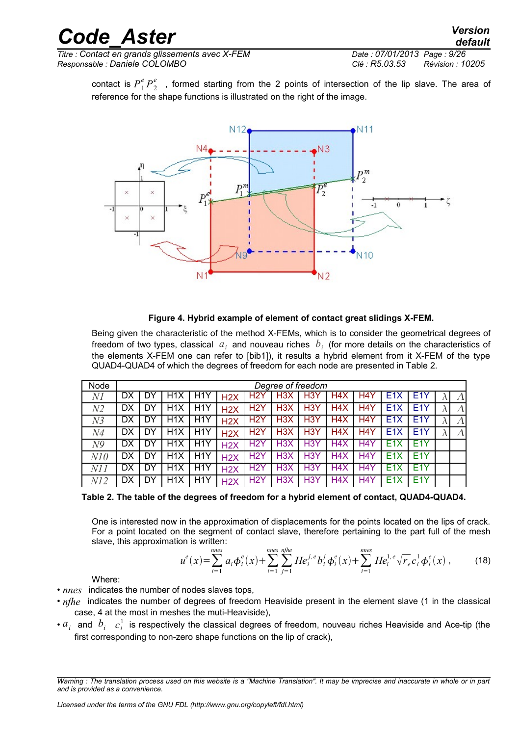contact is $P_1^e P_2^e$ , formed starting from the 2 points of intersection of the lip slave. The area of reference for the shape functions is illustrated on the right of the image.

**Figure 4. Hybrid example of element of contact great slidings X-FEM.**

Being given the characteristic of the method X-FEMs, which is to consider the geometrical degrees of freedom of two types, classical $a_i$ and nouveau riches $b_i$ (for more details on the characteristics of the elements X-FEM one can refer to [bib1]), it results a hybrid element from it X-FEM of the type QUAD4-QUAD4 of which the degrees of freedom for each node are presented in Table 2.

| Node | Degree of freedom | | | | | | | | | | | | | |
|---|---|---|---|---|---|---|---|---|---|---|---|---|---|---|
| $N1$ | DX | DY | H1X | H1Y | H2X | H2Y | H3X | H3Y | H4X | H4Y | E1X | E1Y | $\lambda$ | $\Lambda$ |
| $N2$ | DX | DY | H1X | H1Y | H2X | H2Y | H3X | H3Y | H4X | H4Y | E1X | E1Y | $\lambda$ | $\Lambda$ |
| $N3$ | DX | DY | H1X | H1Y | H2X | H2Y | H3X | H3Y | H4X | H4Y | E1X | E1Y | $\lambda$ | $\Lambda$ |
| $N4$ | DX | DY | H1X | H1Y | H2X | H2Y | H3X | H3Y | H4X | H4Y | E1X | E1Y | $\lambda$ | $\Lambda$ |
| $N9$ | DX | DY | H1X | H1Y | H2X | H2Y | H3X | H3Y | H4X | H4Y | E1X | E1Y | | |
| $N10$ | DX | DY | H1X | H1Y | H2X | H2Y | H3X | H3Y | H4X | H4Y | E1X | E1Y | | |
| $N11$ | DX | DY | H1X | H1Y | H2X | H2Y | H3X | H3Y | H4X | H4Y | E1X | E1Y | | |
| $N12$ | DX | DY | H1X | H1Y | H2X | H2Y | H3X | H3Y | H4X | H4Y | E1X | E1Y | | |

**Table 2. The table of the degrees of freedom for a hybrid element of contact, QUAD4-QUAD4.**

One is interested now in the approximation of displacements for the points located on the lips of crack. For a point located on the segment of contact slave, therefore pertaining to the part full of the mesh slave, this approximation is written:

$$u^e(x) = \sum_{i=1}^{nnes} a_i \phi_i^e(x) + \sum_{i=1}^{nnes} \sum_{j=1}^{nfhe} He_i^{j,e} b_i^j \phi_i^e(x) + \sum_{i=1}^{nnes} He_i^{1,e} \sqrt{r_e} c_i^1 \phi_i^e(x) \, , \tag{18}$$

Where:

- $nnes$ indicates the number of nodes slaves tops,
- $nfhe$ indicates the number of degrees of freedom Heaviside present in the element slave (1 in the classical case, 4 at the most in meshes the muti-Heaviside),
- $a_i$ and $b_i$ $c_i^1$ is respectively the classical degrees of freedom, nouveau riches Heaviside and Ace-tip (the first corresponding to non-zero shape functions on the lip of crack),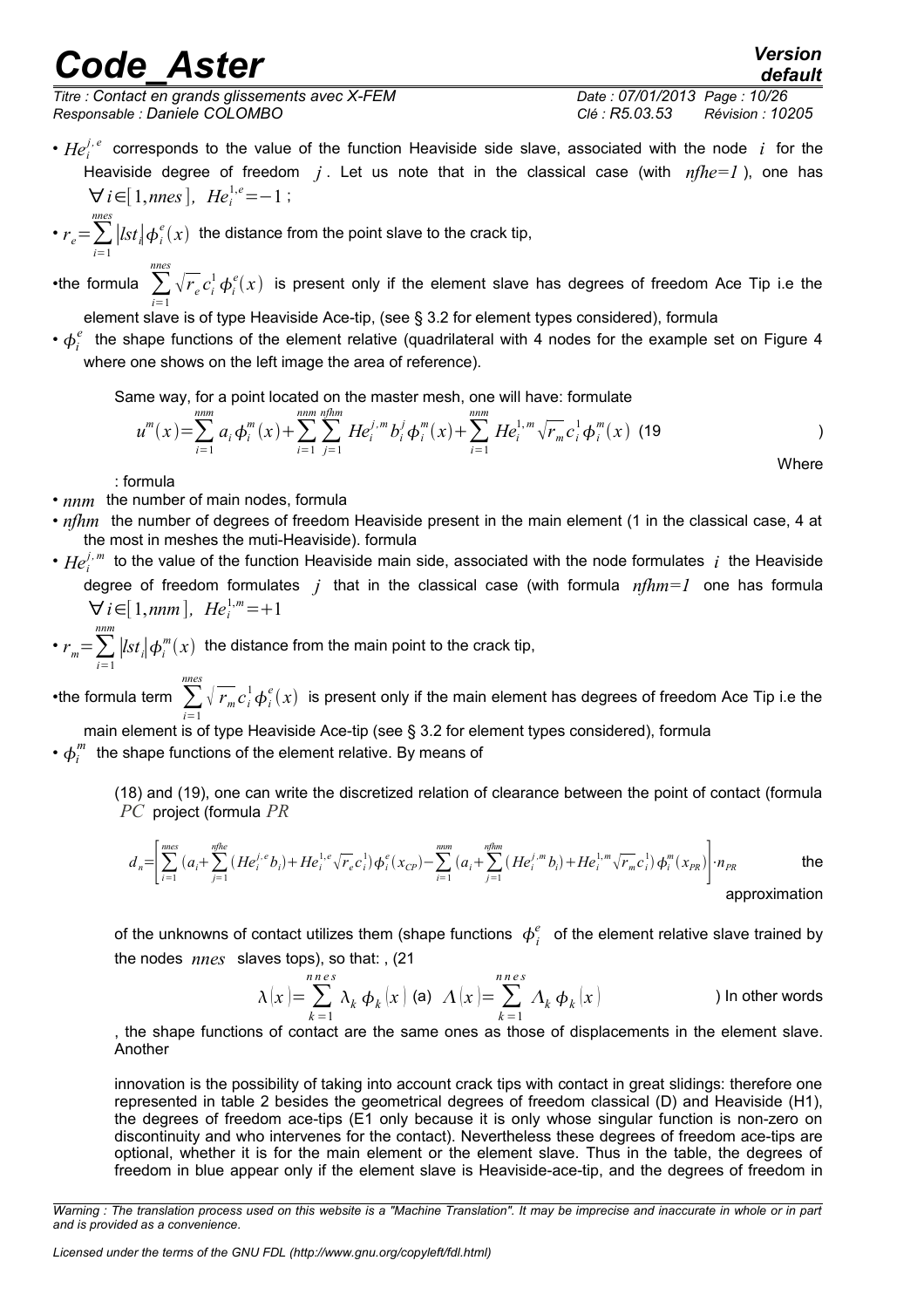- $He_i^{j,e}$ corresponds to the value of the function Heaviside side slave, associated with the node $i$ for the Heaviside degree of freedom $j$. Let us note that in the classical case (with $nfhe=1$ ), one has $\forall i \in [1, nnes], \ He_i^{1,e} = -1$ ;
- $r_e = \sum_{i=1}^{nnes} |lst_i| \phi_i^e(x)$ the distance from the point slave to the crack tip,
- the formula $\sum_{i=1}^{nnes} \sqrt{r_e} c_i^1 \phi_i^e(x)$ is present only if the element slave has degrees of freedom Ace Tip i.e the element slave is of type Heaviside Ace-tip, (see § 3.2 for element types considered), formula
- $\phi_i^e$ the shape functions of the element relative (quadrilateral with 4 nodes for the example set on Figure 4 where one shows on the left image the area of reference).

Same way, for a point located on the master mesh, one will have: formulate

$$u^m(x) = \sum_{i=1}^{nnm} a_i \phi_i^m(x) + \sum_{i=1}^{nnm} \sum_{j=1}^{nfhm} He_i^{j,m} b_i^j \phi_i^m(x) + \sum_{i=1}^{nnm} He_i^{1,m} \sqrt{r_m} c_i^1 \phi_i^m(x) \quad (19)$$

Where

: formula

- $nnm$ the number of main nodes, formula
- $nfhm$ the number of degrees of freedom Heaviside present in the main element (1 in the classical case, 4 at the most in meshes the muti-Heaviside). formula
- $He_i^{j,m}$ to the value of the function Heaviside main side, associated with the node formulates $i$ the Heaviside degree of freedom formulates $j$ that in the classical case (with formula $nfhm=1$ one has formula $\forall i \in [1, nnm], \ He_i^{1,m} = +1$
- $r_m = \sum_{i=1}^{nnm} |lst_i| \phi_i^m(x)$ the distance from the main point to the crack tip,
- the formula term $\sum_{i=1}^{nnes} \sqrt{r_m} c_i^1 \phi_i^e(x)$ is present only if the main element has degrees of freedom Ace Tip i.e the main element is of type Heaviside Ace-tip (see § 3.2 for element types considered), formula
- $\phi_i^m$ the shape functions of the element relative. By means of

(18) and (19), one can write the discretized relation of clearance between the point of contact (formula $PC$ project (formula $PR$

$$d_n = \left[ \sum_{i=1}^{nnes} \left( a_i + \sum_{j=1}^{nfhe} (He_i^{j,e} b_i) + He_i^{1,e} \sqrt{r_e} c_i^1 \right) \phi_i^e(x_{CP}) - \sum_{i=1}^{nnm} \left( a_i + \sum_{j=1}^{nfhm} (He_i^{j,m} b_i) + He_i^{1,m} \sqrt{r_m} c_i^1 \right) \phi_i^m(x_{PR}) \right] \cdot n_{PR}$$

the approximation of the unknowns of contact utilizes them (shape functions $\phi_i^e$ of the element relative slave trained by the nodes $nnes$ slaves tops), so that: , (21

$$\lambda(x) = \sum_{k=1}^{nnes} \lambda_k \phi_k(x) \ \text{(a)} \quad \Lambda(x) = \sum_{k=1}^{nnes} \Lambda_k \phi_k(x)$$

) In other words

, the shape functions of contact are the same ones as those of displacements in the element slave. Another

innovation is the possibility of taking into account crack tips with contact in great slidings: therefore one represented in table 2 besides the geometrical degrees of freedom classical (D) and Heaviside (H1), the degrees of freedom ace-tips (E1 only because it is only whose singular function is non-zero on discontinuity and who intervenes for the contact). Nevertheless these degrees of freedom ace-tips are optional, whether it is for the main element or the element slave. Thus in the table, the degrees of freedom in blue appear only if the element slave is Heaviside-ace-tip, and the degrees of freedom in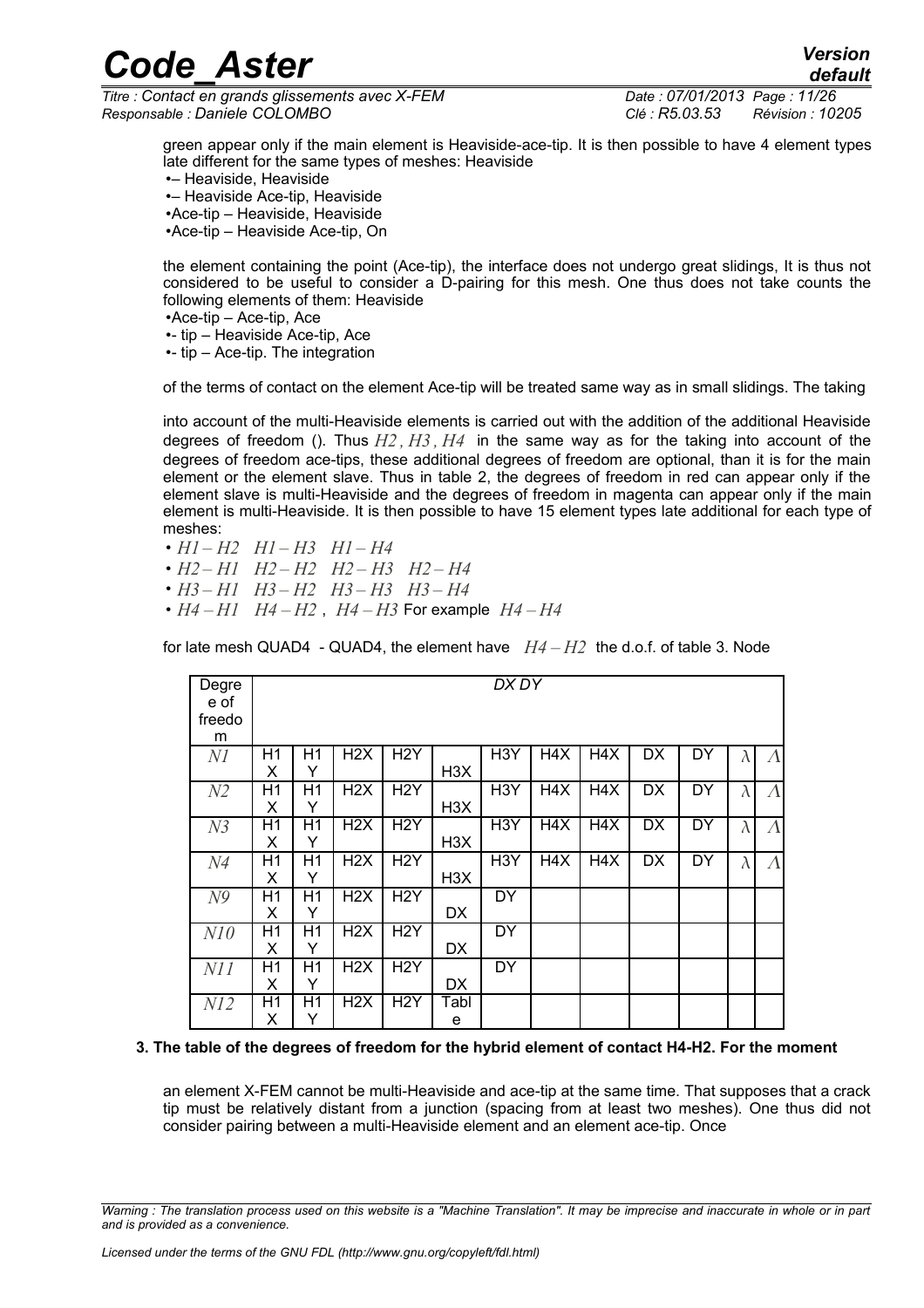green appear only if the main element is Heaviside-ace-tip. It is then possible to have 4 element types late different for the same types of meshes: Heaviside

- – Heaviside, Heaviside
- – Heaviside Ace-tip, Heaviside
- Ace-tip – Heaviside, Heaviside
- Ace-tip – Heaviside Ace-tip, On

the element containing the point (Ace-tip), the interface does not undergo great slidings, It is thus not considered to be useful to consider a D-pairing for this mesh. One thus does not take counts the following elements of them: Heaviside

- Ace-tip – Ace-tip, Ace
- - tip – Heaviside Ace-tip, Ace
- - tip – Ace-tip. The integration

of the terms of contact on the element Ace-tip will be treated same way as in small slidings. The taking

into account of the multi-Heaviside elements is carried out with the addition of the additional Heaviside degrees of freedom (). Thus $H2, H3, H4$ in the same way as for the taking into account of the degrees of freedom ace-tips, these additional degrees of freedom are optional, than it is for the main element or the element slave. Thus in table 2, the degrees of freedom in red can appear only if the element slave is multi-Heaviside and the degrees of freedom in magenta can appear only if the main element is multi-Heaviside. It is then possible to have 15 element types late additional for each type of meshes:

- $H1-H2 \quad H1-H3 \quad H1-H4$
- $H2-H1 \quad H2-H2 \quad H2-H3 \quad H2-H4$
- $H3-H1 \quad H3-H2 \quad H3-H3 \quad H3-H4$
- $H4-H1 \quad H4-H2$ , $H4-H3$ For example $H4-H4$

for late mesh QUAD4 - QUAD4, the element have $H4-H2$ the d.o.f. of table 3. Node

| Degree of freedom | DX DY | | | | | | | | | | | |
|---|---|---|---|---|---|---|---|---|---|---|---|---|
| $N1$ | H1X | H1Y | H2X | H2Y | H3X | H3Y | H4X | H4X | DX | DY | $\lambda$ | $\Lambda$ |
| $N2$ | H1X | H1Y | H2X | H2Y | H3X | H3Y | H4X | H4X | DX | DY | $\lambda$ | $\Lambda$ |
| $N3$ | H1X | H1Y | H2X | H2Y | H3X | H3Y | H4X | H4X | DX | DY | $\lambda$ | $\Lambda$ |
| $N4$ | H1X | H1Y | H2X | H2Y | H3X | H3Y | H4X | H4X | DX | DY | $\lambda$ | $\Lambda$ |
| $N9$ | H1X | H1Y | H2X | H2Y | DX | DY | | | | | | |
| $N10$ | H1X | H1Y | H2X | H2Y | DX | DY | | | | | | |
| $N11$ | H1X | H1Y | H2X | H2Y | DX | DY | | | | | | |
| $N12$ | H1X | H1Y | H2X | H2Y | Table | | | | | | | |

**3. The table of the degrees of freedom for the hybrid element of contact H4-H2. For the moment**

an element X-FEM cannot be multi-Heaviside and ace-tip at the same time. That supposes that a crack tip must be relatively distant from a junction (spacing from at least two meshes). One thus did not consider pairing between a multi-Heaviside element and an element ace-tip. Once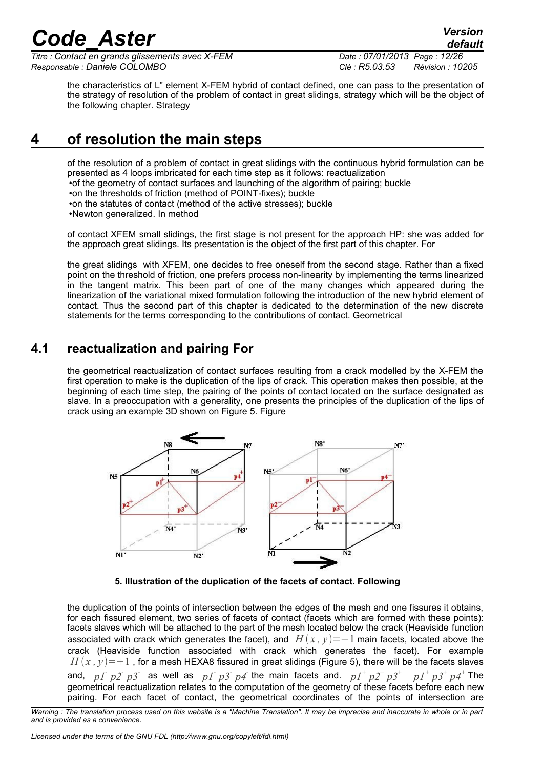the characteristics of L" element X-FEM hybrid of contact defined, one can pass to the presentation of the strategy of resolution of the problem of contact in great slidings, strategy which will be the object of the following chapter. Strategy

# 4 of resolution the main steps

of the resolution of a problem of contact in great slidings with the continuous hybrid formulation can be presented as 4 loops imbricated for each time step as it follows: reactualization

- of the geometry of contact surfaces and launching of the algorithm of pairing; buckle
- on the thresholds of friction (method of POINT-fixes); buckle
- on the statutes of contact (method of the active stresses); buckle
- Newton generalized. In method

of contact XFEM small slidings, the first stage is not present for the approach HP: she was added for the approach great slidings. Its presentation is the object of the first part of this chapter. For

the great slidings with XFEM, one decides to free oneself from the second stage. Rather than a fixed point on the threshold of friction, one prefers process non-linearity by implementing the terms linearized in the tangent matrix. This been part of one of the many changes which appeared during the linearization of the variational mixed formulation following the introduction of the new hybrid element of contact. Thus the second part of this chapter is dedicated to the determination of the new discrete statements for the terms corresponding to the contributions of contact. Geometrical

## 4.1 reactualization and pairing For

the geometrical reactualization of contact surfaces resulting from a crack modelled by the X-FEM the first operation to make is the duplication of the lips of crack. This operation makes then possible, at the beginning of each time step, the pairing of the points of contact located on the surface designated as slave. In a preoccupation with a generality, one presents the principles of the duplication of the lips of crack using an example 3D shown on Figure 5. Figure

**5. Illustration of the duplication of the facets of contact. Following**

the duplication of the points of intersection between the edges of the mesh and one fissures it obtains, for each fissured element, two series of facets of contact (facets which are formed with these points): facets slaves which will be attached to the part of the mesh located below the crack (Heaviside function associated with crack which generates the facet), and $H(x,y)=-1$ main facets, located above the crack (Heaviside function associated with crack which generates the facet). For example $H(x,y)=+1$, for a mesh HEXA8 fissured in great slidings (Figure 5), there will be the facets slaves and, $p1^- p2^- p3^-$ as well as $p1^- p3^- p4^-$ the main facets and. $p1^+ p2^+ p3^+$ $p1^+ p3^+ p4^+$ The geometrical reactualization relates to the computation of the geometry of these facets before each new pairing. For each facet of contact, the geometrical coordinates of the points of intersection are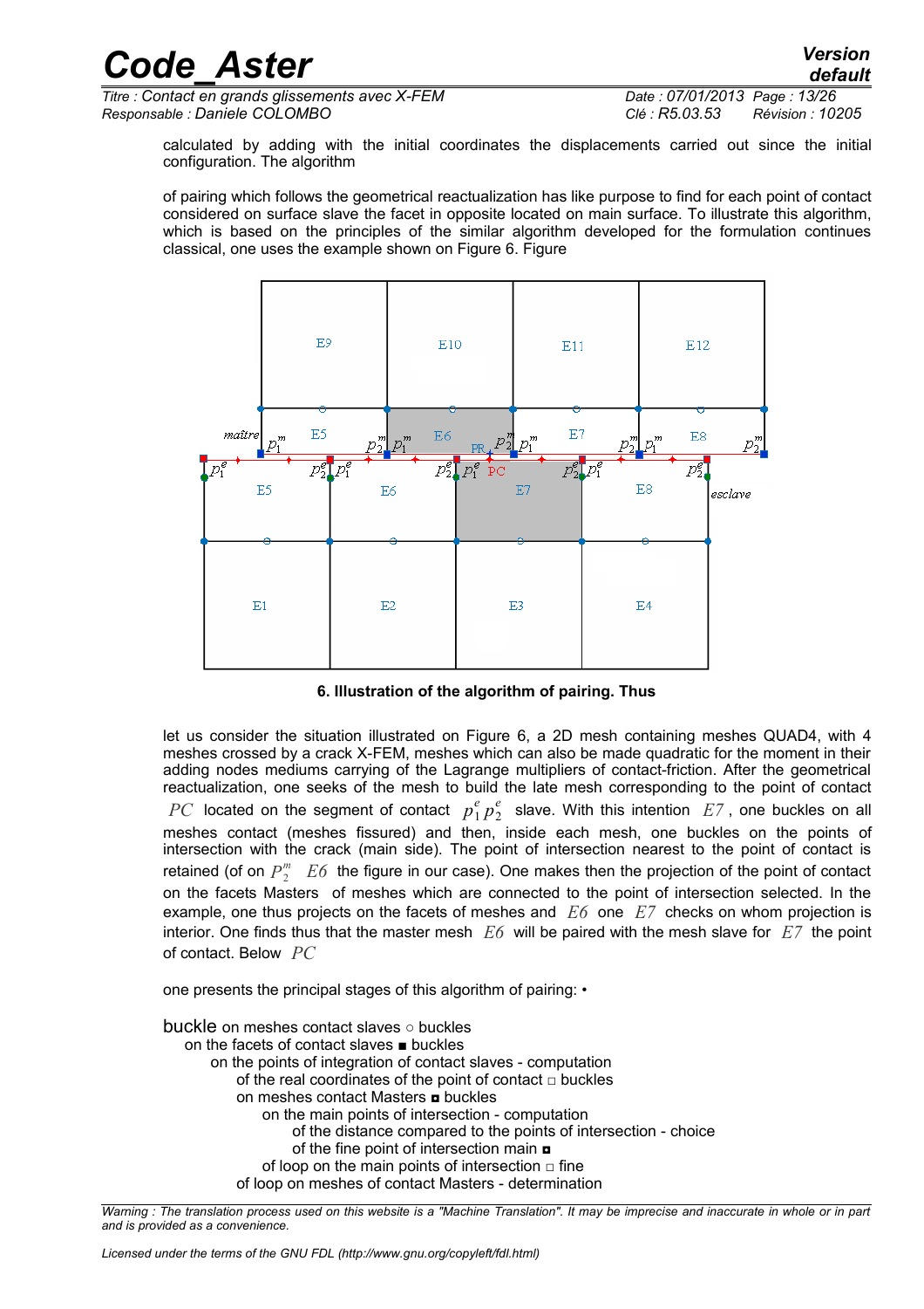calculated by adding with the initial coordinates the displacements carried out since the initial configuration. The algorithm

of pairing which follows the geometrical reactualization has like purpose to find for each point of contact considered on surface slave the facet in opposite located on main surface. To illustrate this algorithm, which is based on the principles of the similar algorithm developed for the formulation continues classical, one uses the example shown on Figure 6. Figure

**6. Illustration of the algorithm of pairing. Thus**

let us consider the situation illustrated on Figure 6, a 2D mesh containing meshes QUAD4, with 4 meshes crossed by a crack X-FEM, meshes which can also be made quadratic for the moment in their adding nodes mediums carrying of the Lagrange multipliers of contact-friction. After the geometrical reactualization, one seeks of the mesh to build the late mesh corresponding to the point of contact $PC$ located on the segment of contact $p_1^e p_2^e$ slave. With this intention $E7$, one buckles on all meshes contact (meshes fissured) and then, inside each mesh, one buckles on the points of intersection with the crack (main side). The point of intersection nearest to the point of contact is retained (of on $P_2^m$ $E6$ the figure in our case). One makes then the projection of the point of contact on the facets Masters of meshes which are connected to the point of intersection selected. In the example, one thus projects on the facets of meshes and $E6$ one $E7$ checks on whom projection is interior. One finds thus that the master mesh $E6$ will be paired with the mesh slave for $E7$ the point of contact. Below $PC$

one presents the principal stages of this algorithm of pairing: •

buckle on meshes contact slaves ○ buckles
- on the facets of contact slaves ■ buckles
  - on the points of integration of contact slaves - computation
    - of the real coordinates of the point of contact □ buckles
    - on meshes contact Masters ◘ buckles
      - on the main points of intersection - computation
        - of the distance compared to the points of intersection - choice
        - of the fine point of intersection main ◘
      - of loop on the main points of intersection □ fine
    - of loop on meshes of contact Masters - determination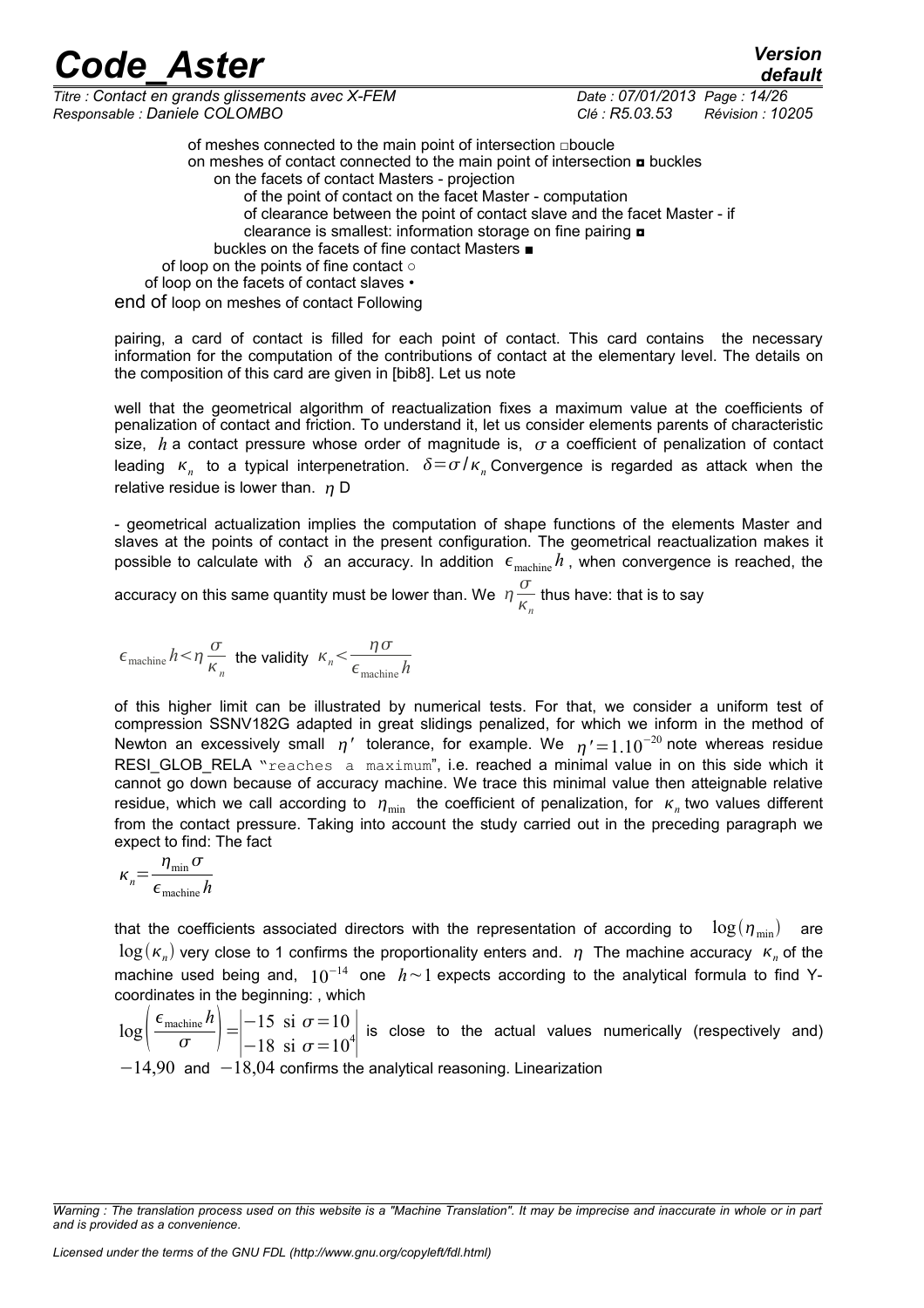of meshes connected to the main point of intersection □boucle

on meshes of contact connected to the main point of intersection ◘ buckles

on the facets of contact Masters - projection

of the point of contact on the facet Master - computation

of clearance between the point of contact slave and the facet Master - if clearance is smallest: information storage on fine pairing ◘

buckles on the facets of fine contact Masters ■

of loop on the points of fine contact ○

of loop on the facets of contact slaves •

end of loop on meshes of contact Following

pairing, a card of contact is filled for each point of contact. This card contains the necessary information for the computation of the contributions of contact at the elementary level. The details on the composition of this card are given in [bib8]. Let us note

well that the geometrical algorithm of reactualization fixes a maximum value at the coefficients of penalization of contact and friction. To understand it, let us consider elements parents of characteristic size, $h$ a contact pressure whose order of magnitude is, $\sigma$ a coefficient of penalization of contact leading $\kappa_n$ to a typical interpenetration. $\delta=\sigma/\kappa_n$ Convergence is regarded as attack when the relative residue is lower than. $\eta$ D

- geometrical actualization implies the computation of shape functions of the elements Master and slaves at the points of contact in the present configuration. The geometrical reactualization makes it possible to calculate with $\delta$ an accuracy. In addition $\epsilon_{\text{machine}} h$, when convergence is reached, the accuracy on this same quantity must be lower than. We $\eta \dfrac{\sigma}{\kappa_n}$ thus have: that is to say

$\epsilon_{\text{machine}} h < \eta \dfrac{\sigma}{\kappa_n}$ the validity $\kappa_n < \dfrac{\eta \sigma}{\epsilon_{\text{machine}} h}$

of this higher limit can be illustrated by numerical tests. For that, we consider a uniform test of compression SSNV182G adapted in great slidings penalized, for which we inform in the method of Newton an excessively small $\eta'$ tolerance, for example. We $\eta'=1.10^{-20}$ note whereas residue RESI_GLOB_RELA "reaches a maximum", i.e. reached a minimal value in on this side which it cannot go down because of accuracy machine. We trace this minimal value then atteignable relative residue, which we call according to $\eta_{\min}$ the coefficient of penalization, for $\kappa_n$ two values different from the contact pressure. Taking into account the study carried out in the preceding paragraph we expect to find: The fact

$$\kappa_n = \frac{\eta_{\min} \sigma}{\epsilon_{\text{machine}} h}$$

that the coefficients associated directors with the representation of according to $\log(\eta_{\min})$ are $\log(\kappa_n)$ very close to 1 confirms the proportionality enters and. $\eta$ The machine accuracy $\kappa_n$ of the machine used being and, $10^{-14}$ one $h \sim 1$ expects according to the analytical formula to find Y-coordinates in the beginning: , which

$\log\left(\dfrac{\epsilon_{\text{machine}} h}{\sigma}\right) = \begin{vmatrix} -15 \text{ si } \sigma=10 \\ -18 \text{ si } \sigma=10^4 \end{vmatrix}$ is close to the actual values numerically (respectively and) $-14{,}90$ and $-18{,}04$ confirms the analytical reasoning. Linearization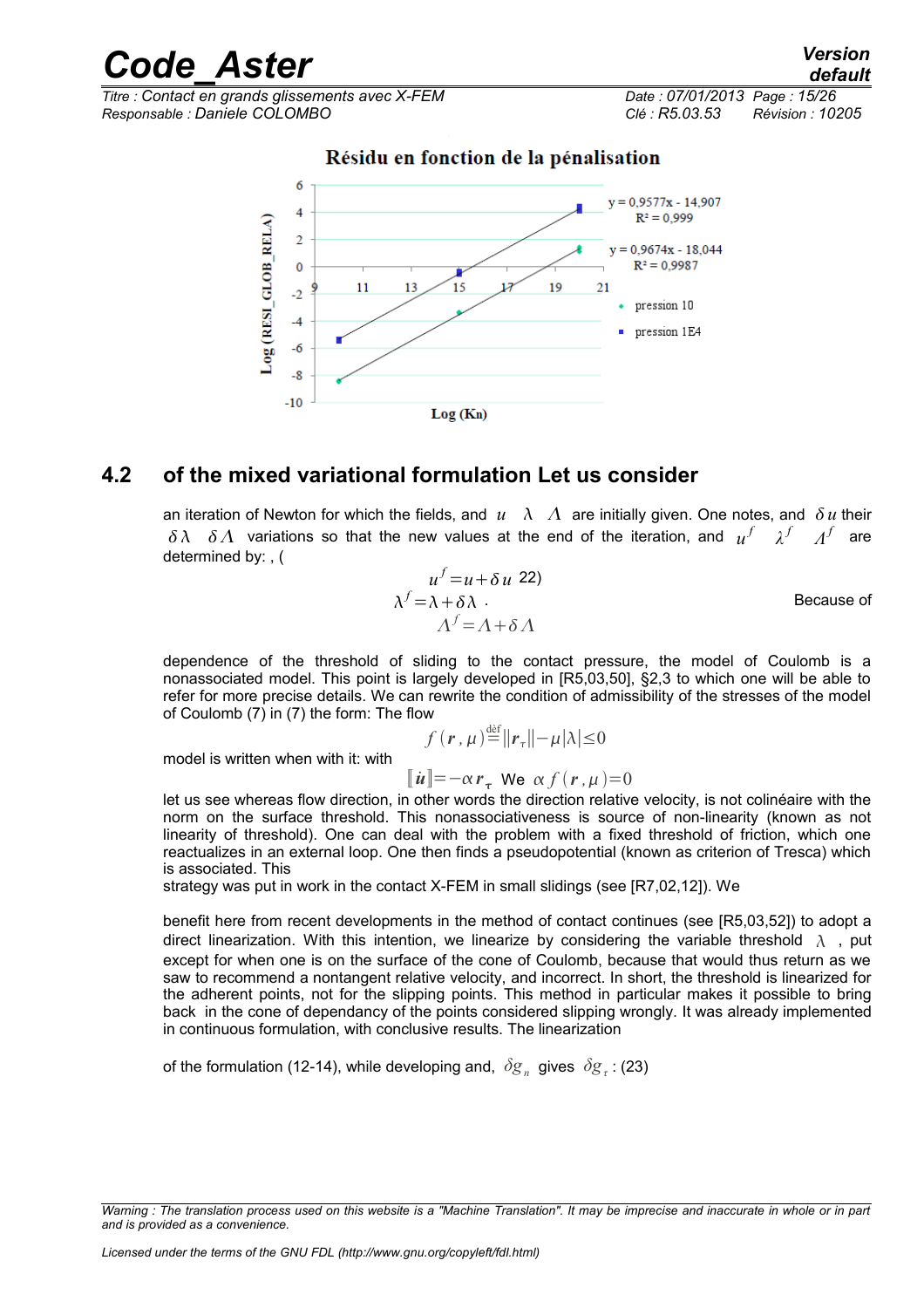Résidu en fonction de la pénalisation

Log (RESI_GLOB_RELA)

Log (Kn)

$y = 0,9577x - 14,907$
$R^2 = 0,999$

$y = 0,9674x - 18,044$
$R^2 = 0,9987$

pression 10

pression 1E4

## 4.2 of the mixed variational formulation Let us consider

an iteration of Newton for which the fields, and $u$ $\lambda$ $\Lambda$ are initially given. One notes, and $\delta u$ their $\delta\lambda$ $\delta\Lambda$ variations so that the new values at the end of the iteration, and $u^f$ $\lambda^f$ $\Lambda^f$ are determined by: , (

$$u^f = u + \delta u \quad 22)$$
$$\lambda^f = \lambda + \delta\lambda \; .$$
$$\Lambda^f = \Lambda + \delta\Lambda$$

Because of

dependence of the threshold of sliding to the contact pressure, the model of Coulomb is a nonassociated model. This point is largely developed in [R5,03,50], §2,3 to which one will be able to refer for more precise details. We can rewrite the condition of admissibility of the stresses of the model of Coulomb (7) in (7) the form: The flow

$$f(\boldsymbol{r},\mu) \overset{\text{déf}}{=} \|\boldsymbol{r}_\tau\| - \mu|\lambda| \leq 0$$

model is written when with it: with

$$[\![\dot{\boldsymbol{u}}]\!] = -\alpha\,\boldsymbol{r}_\tau \text{ We } \alpha f(\boldsymbol{r},\mu) = 0$$

let us see whereas flow direction, in other words the direction relative velocity, is not colinéaire with the norm on the surface threshold. This nonassociativeness is source of non-linearity (known as not linearity of threshold). One can deal with the problem with a fixed threshold of friction, which one reactualizes in an external loop. One then finds a pseudopotential (known as criterion of Tresca) which is associated. This

strategy was put in work in the contact X-FEM in small slidings (see [R7,02,12]). We

benefit here from recent developments in the method of contact continues (see [R5,03,52]) to adopt a direct linearization. With this intention, we linearize by considering the variable threshold $\lambda$ , put except for when one is on the surface of the cone of Coulomb, because that would thus return as we saw to recommend a nontangent relative velocity, and incorrect. In short, the threshold is linearized for the adherent points, not for the slipping points. This method in particular makes it possible to bring back in the cone of dependancy of the points considered slipping wrongly. It was already implemented in continuous formulation, with conclusive results. The linearization

of the formulation (12-14), while developing and, $\delta g_n$ gives $\delta g_\tau$ : (23)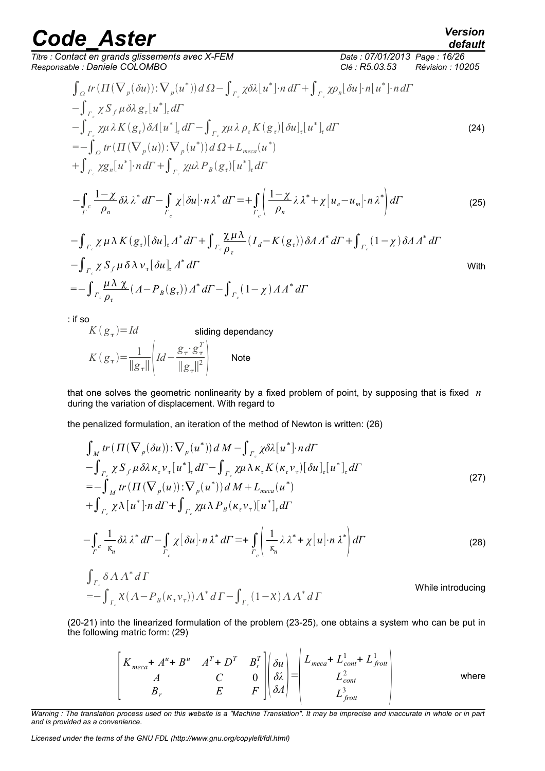$$\int_{\Omega} tr(\Pi(\nabla_p(\delta u)):\nabla_p(u^*))\, d\Omega - \int_{\Gamma_c} \chi \delta\lambda [u^*]\cdot n\, d\Gamma + \int_{\Gamma_c} \chi \rho_n [\delta u]\cdot n [u^*]\cdot n\, d\Gamma$$
$$-\int_{\Gamma_c} \chi S_f \mu \delta\lambda\, g_\tau [u^*]_\tau d\Gamma$$
$$-\int_{\Gamma_c} \chi\mu\lambda K(g_\tau)\delta\Lambda [u^*]_\tau d\Gamma - \int_{\Gamma_c} \chi\mu\lambda\rho_\tau K(g_\tau)[\delta u]_\tau [u^*]_\tau d\Gamma \tag{24}$$
$$= -\int_{\Omega} tr(\Pi(\nabla_p(u)):\nabla_p(u^*))\, d\Omega + L_{meca}(u^*)$$
$$+\int_{\Gamma_c} \chi g_n [u^*]\cdot n\, d\Gamma + \int_{\Gamma_c} \chi\mu\lambda P_B(g_\tau)[u^*]_\tau d\Gamma$$

$$-\int_{\Gamma^c} \frac{1-\chi}{\rho_n}\delta\lambda\,\lambda^* d\Gamma - \int_{\Gamma_c} \chi[\delta u]\cdot n\,\lambda^* d\Gamma = +\int_{\Gamma_c}\left(\frac{1-\chi}{\rho_n}\lambda\lambda^* + \chi[u_e-u_m]\cdot n\,\lambda^*\right) d\Gamma \tag{25}$$

$$-\int_{\Gamma_c} \chi\mu\lambda K(g_\tau)[\delta u]_\tau \Lambda^* d\Gamma + \int_{\Gamma_c} \frac{\chi\mu\lambda}{\rho_\tau}(I_d - K(g_\tau))\delta\Lambda\,\Lambda^* d\Gamma + \int_{\Gamma_c}(1-\chi)\delta\Lambda\,\Lambda^* d\Gamma$$
$$-\int_{\Gamma_c} \chi S_f \mu\delta\lambda\, v_\tau [\delta u]_\tau \Lambda^* d\Gamma$$
$$= -\int_{\Gamma_c} \frac{\mu\lambda\chi}{\rho_\tau}(\Lambda - P_B(g_\tau))\Lambda^* d\Gamma - \int_{\Gamma_c}(1-\chi)\Lambda\Lambda^* d\Gamma$$

With : if so

$K(g_\tau) = Id$ sliding dependancy

$$K(g_\tau) = \frac{1}{\|g_\tau\|}\left(Id - \frac{g_\tau \cdot g_\tau^T}{\|g_\tau\|^2}\right)$$

Note that one solves the geometric nonlinearity by a fixed problem of point, by supposing that is fixed $n$ during the variation of displacement. With regard to

the penalized formulation, an iteration of the method of Newton is written: (26)

$$\int_M tr(\Pi(\nabla_p(\delta u)):\nabla_p(u^*))\, dM - \int_{\Gamma_c} \chi\delta\lambda[u^*]\cdot n\, d\Gamma$$
$$-\int_{\Gamma_c} \chi S_f \mu\delta\lambda\,\kappa_\tau v_\tau [u^*]_\tau d\Gamma - \int_{\Gamma_c} \chi\mu\lambda\kappa_\tau K(\kappa_\tau v_\tau)[\delta u]_\tau [u^*]_\tau d\Gamma$$
$$= -\int_M tr(\Pi(\nabla_p(u)):\nabla_p(u^*))\, dM + L_{meca}(u^*) \tag{27}$$
$$+\int_{\Gamma_c} \chi\lambda[u^*]\cdot n\, d\Gamma + \int_{\Gamma_c} \chi\mu\lambda P_B(\kappa_\tau v_\tau)[u^*]_\tau d\Gamma$$

$$-\int_{\Gamma^c} \frac{1}{\kappa_n}\delta\lambda\,\lambda^* d\Gamma - \int_{\Gamma_c} \chi[\delta u]\cdot n\,\lambda^* d\Gamma = +\int_{\Gamma_c}\left(\frac{1}{\kappa_n}\lambda\lambda^* + \chi[u]\cdot n\,\lambda^*\right) d\Gamma \tag{28}$$

$$\int_{\Gamma_c} \delta\Lambda\,\Lambda^* d\Gamma$$
$$= -\int_{\Gamma_c} \chi(\Lambda - P_B(\kappa_\tau v_\tau))\Lambda^* d\Gamma - \int_{\Gamma_c}(1-\chi)\Lambda\Lambda^* d\Gamma$$

While introducing (20-21) into the linearized formulation of the problem (23-25), one obtains a system who can be put in the following matric form: (29)

$$\begin{bmatrix} K_{meca} + A^u + B^u & A^T + D^T & B_r^T \\ A & C & 0 \\ B_r & E & F \end{bmatrix} \begin{pmatrix} \delta u \\ \delta\lambda \\ \delta\Lambda \end{pmatrix} = \begin{pmatrix} L_{meca} + L^1_{cont} + L^1_{frott} \\ L^2_{cont} \\ L^3_{frott} \end{pmatrix}$$

where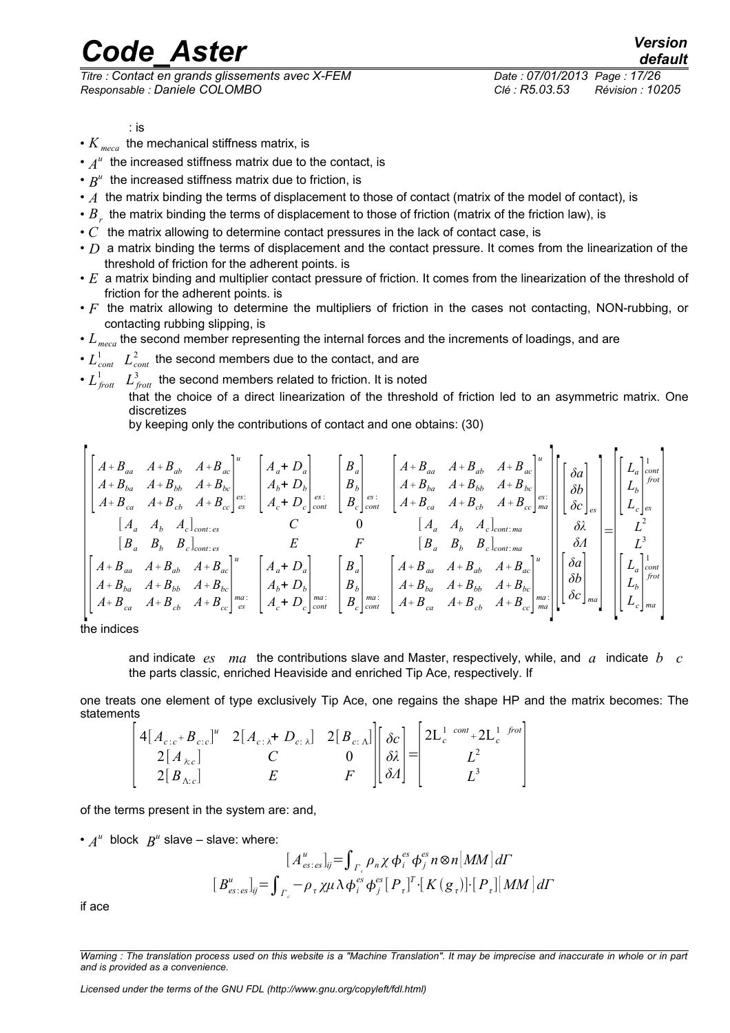: is

- $K_{meca}$ the mechanical stiffness matrix, is
- $A^u$ the increased stiffness matrix due to the contact, is
- $B^u$ the increased stiffness matrix due to friction, is
- $A$ the matrix binding the terms of displacement to those of contact (matrix of the model of contact), is
- $B_r$ the matrix binding the terms of displacement to those of friction (matrix of the friction law), is
- $C$ the matrix allowing to determine contact pressures in the lack of contact case, is
- $D$ a matrix binding the terms of displacement and the contact pressure. It comes from the linearization of the threshold of friction for the adherent points. is
- $E$ a matrix binding and multiplier contact pressure of friction. It comes from the linearization of the threshold of friction for the adherent points. is
- $F$ the matrix allowing to determine the multipliers of friction in the cases not contacting, NON-rubbing, or contacting rubbing slipping, is
- $L_{meca}$ the second member representing the internal forces and the increments of loadings, and are
- $L^1_{cont}$ $L^2_{cont}$ the second members due to the contact, and are
- $L^1_{frott}$ $L^3_{frott}$ the second members related to friction. It is noted

  that the choice of a direct linearization of the threshold of friction led to an asymmetric matrix. One discretizes

  by keeping only the contributions of contact and one obtains: (30)

$$
\begin{bmatrix}
\begin{bmatrix} A+B_{aa} & A+B_{ab} & A+B_{ac} \\ A+B_{ba} & A+B_{bb} & A+B_{bc} \\ A+B_{ca} & A+B_{cb} & A+B_{cc} \end{bmatrix}^{u}_{es:es} & \begin{bmatrix} A_a+D_a \\ A_b+D_b \\ A_c+D_c \end{bmatrix}^{es:}_{cont} & \begin{bmatrix} B_a \\ B_b \\ B_c \end{bmatrix}^{es:}_{cont} & \begin{bmatrix} A+B_{aa} & A+B_{ab} & A+B_{ac} \\ A+B_{ba} & A+B_{bb} & A+B_{bc} \\ A+B_{ca} & A+B_{cb} & A+B_{cc} \end{bmatrix}^{u}_{es:ma} \\
[A_a \quad A_b \quad A_c]_{cont:es} & C & 0 & [A_a \quad A_b \quad A_c]_{cont:ma} \\
[B_a \quad B_b \quad B_c]_{cont:es} & E & F & [B_a \quad B_b \quad B_c]_{cont:ma} \\
\begin{bmatrix} A+B_{aa} & A+B_{ab} & A+B_{ac} \\ A+B_{ba} & A+B_{bb} & A+B_{bc} \\ A+B_{ca} & A+B_{cb} & A+B_{cc} \end{bmatrix}^{u}_{ma:es} & \begin{bmatrix} A_a+D_a \\ A_b+D_b \\ A_c+D_c \end{bmatrix}^{ma:}_{cont} & \begin{bmatrix} B_a \\ B_b \\ B_c \end{bmatrix}^{ma:}_{cont} & \begin{bmatrix} A+B_{aa} & A+B_{ab} & A+B_{ac} \\ A+B_{ba} & A+B_{bb} & A+B_{bc} \\ A+B_{ca} & A+B_{cb} & A+B_{cc} \end{bmatrix}^{u}_{ma:ma}
\end{bmatrix}
\begin{bmatrix} \begin{bmatrix} \delta a \\ \delta b \\ \delta c \end{bmatrix}_{es} \\ \delta\lambda \\ \delta\Lambda \\ \begin{bmatrix} \delta a \\ \delta b \\ \delta c \end{bmatrix}_{ma} \end{bmatrix}
=
\begin{bmatrix} \begin{bmatrix} L_a \\ L_b \\ L_c \end{bmatrix}^{1}_{es\; cont\; frot} \\ L^2 \\ L^3 \\ \begin{bmatrix} L_a \\ L_b \\ L_c \end{bmatrix}^{1}_{ma\; cont\; frot} \end{bmatrix}
$$

the indices

and indicate $es$ $ma$ the contributions slave and Master, respectively, while, and $a$ indicate $b$ $c$ the parts classic, enriched Heaviside and enriched Tip Ace, respectively. If

one treats one element of type exclusively Tip Ace, one regains the shape HP and the matrix becomes: The statements

$$
\begin{bmatrix} 4[A_{c:c}+B_{c:c}]^u & 2[A_{c:\lambda}+D_{c:\lambda}] & 2[B_{c:\Lambda}] \\ 2[A_{\lambda:c}] & C & 0 \\ 2[B_{\Lambda:c}] & E & F \end{bmatrix}
\begin{bmatrix} \delta c \\ \delta\lambda \\ \delta\Lambda \end{bmatrix}
=
\begin{bmatrix} 2L_c^{1\ cont}+2L_c^{1\ frot} \\ L^2 \\ L^3 \end{bmatrix}
$$

of the terms present in the system are: and,

- $A^u$ block $B^u$ slave – slave: where:

$$[A^u_{es:es}]_{ij}=\int_{\Gamma_c}\rho_n\chi\,\phi^{es}_i\,\phi^{es}_j\,n\otimes n[MM]\,d\Gamma$$

$$[B^u_{es:es}]_{ij}=\int_{\Gamma_c}-\rho_\tau\,\chi\mu\lambda\,\phi^{es}_i\,\phi^{es}_j[P_\tau]^T\cdot[K(g_\tau)]\cdot[P_\tau][MM]\,d\Gamma$$

if ace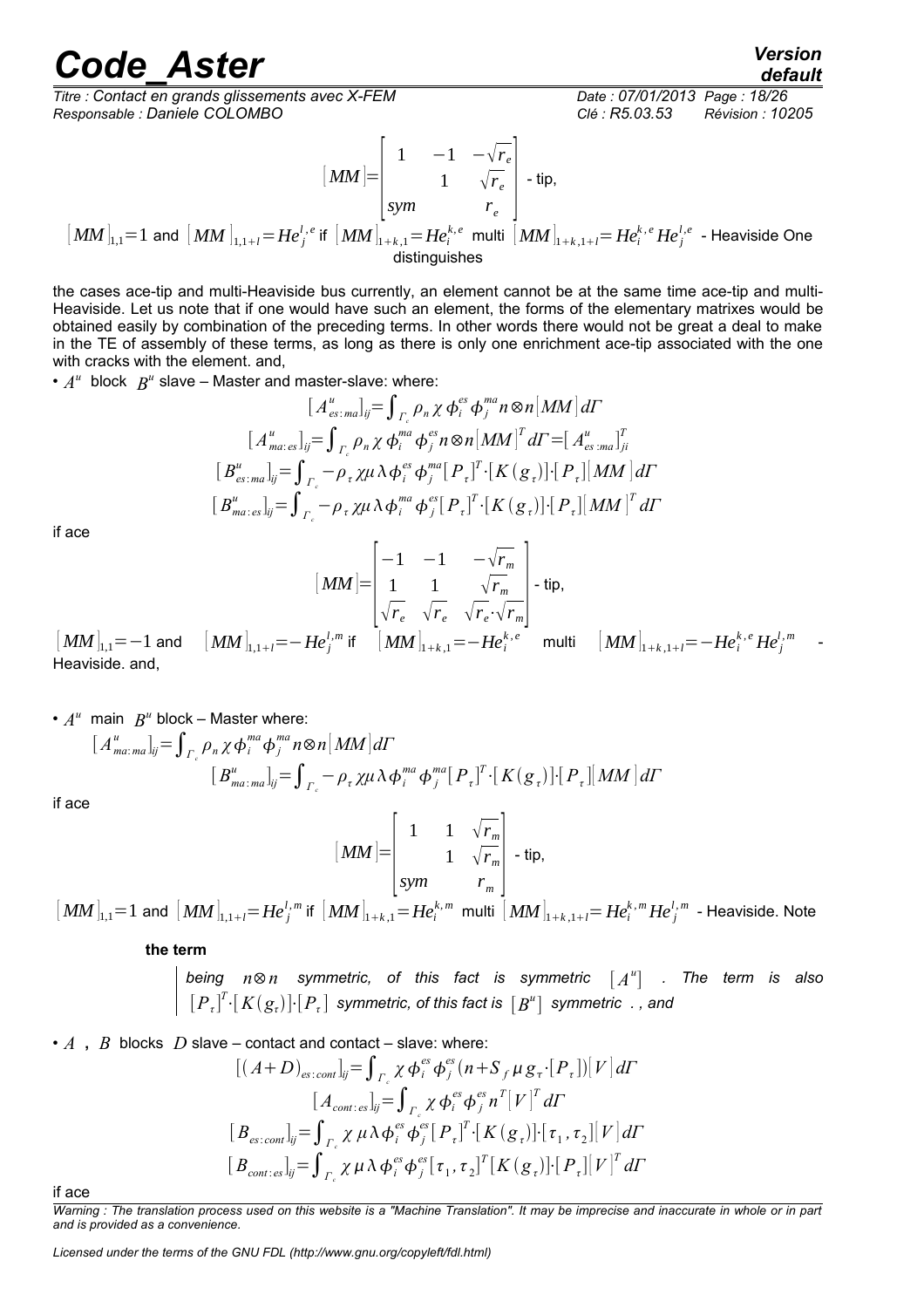$$[MM] = \begin{bmatrix} 1 & -1 & -\sqrt{r_e} \\ & 1 & \sqrt{r_e} \\ sym & & r_e \end{bmatrix}$$ - tip,

$[MM]_{1,1}=1$ and $[MM]_{1,1+l}=He_j^{l,e}$ if $[MM]_{1+k,1}=He_i^{k,e}$ multi $[MM]_{1+k,1+l}=He_i^{k,e}He_j^{l,e}$ - Heaviside One distinguishes

the cases ace-tip and multi-Heaviside bus currently, an element cannot be at the same time ace-tip and multi-Heaviside. Let us note that if one would have such an element, the forms of the elementary matrixes would be obtained easily by combination of the preceding terms. In other words there would not be great a deal to make in the TE of assembly of these terms, as long as there is only one enrichment ace-tip associated with the one with cracks with the element. and,

- $A^u$ block $B^u$ slave – Master and master-slave: where:

$$[A^u_{es:ma}]_{ij} = \int_{\Gamma_c} \rho_n \chi \phi_i^{es} \phi_j^{ma} n \otimes n [MM] d\Gamma$$

$$[A^u_{ma:es}]_{ij} = \int_{\Gamma_c} \rho_n \chi \phi_i^{ma} \phi_j^{es} n \otimes n [MM]^T d\Gamma = [A^u_{es:ma}]^T_{ji}$$

$$[B^u_{es:ma}]_{ij} = \int_{\Gamma_c} -\rho_\tau \chi \mu \lambda \phi_i^{es} \phi_j^{ma} [P_\tau]^T \cdot [K(g_\tau)] \cdot [P_\tau][MM] d\Gamma$$

$$[B^u_{ma:es}]_{ij} = \int_{\Gamma_c} -\rho_\tau \chi \mu \lambda \phi_i^{ma} \phi_j^{es} [P_\tau]^T \cdot [K(g_\tau)] \cdot [P_\tau][MM]^T d\Gamma$$

if ace

$$[MM] = \begin{bmatrix} -1 & -1 & -\sqrt{r_m} \\ 1 & 1 & \sqrt{r_m} \\ \sqrt{r_e} & \sqrt{r_e} & \sqrt{r_e} \cdot \sqrt{r_m} \end{bmatrix}$$ - tip,

$[MM]_{1,1}=-1$ and $[MM]_{1,1+l}=-He_j^{l,m}$ if $[MM]_{1+k,1}=-He_i^{k,e}$ multi $[MM]_{1+k,1+l}=-He_i^{k,e}He_j^{l,m}$ - Heaviside. and,

- $A^u$ main $B^u$ block – Master where:

$$[A^u_{ma:ma}]_{ij} = \int_{\Gamma_c} \rho_n \chi \phi_i^{ma} \phi_j^{ma} n \otimes n [MM] d\Gamma$$

$$[B^u_{ma:ma}]_{ij} = \int_{\Gamma_c} -\rho_\tau \chi \mu \lambda \phi_i^{ma} \phi_j^{ma} [P_\tau]^T \cdot [K(g_\tau)] \cdot [P_\tau][MM] d\Gamma$$

if ace

$$[MM] = \begin{bmatrix} 1 & 1 & \sqrt{r_m} \\ & 1 & \sqrt{r_m} \\ sym & & r_m \end{bmatrix}$$ - tip,

$[MM]_{1,1}=1$ and $[MM]_{1,1+l}=He_j^{l,m}$ if $[MM]_{1+k,1}=He_i^{k,m}$ multi $[MM]_{1+k,1+l}=He_i^{k,m}He_j^{l,m}$ - Heaviside. Note

**the term**

> *being* $n \otimes n$ *symmetric, of this fact is symmetric* $[A^u]$ *. The term is also* $[P_\tau]^T \cdot [K(g_\tau)] \cdot [P_\tau]$ *symmetric, of this fact is* $[B^u]$ *symmetric . , and*

- $A$ , $B$ blocks $D$ slave – contact and contact – slave: where:

$$[(A+D)_{es:cont}]_{ij} = \int_{\Gamma_c} \chi \phi_i^{es} \phi_j^{es} (n + S_f \mu g_\tau \cdot [P_\tau])[V] d\Gamma$$

$$[A_{cont:es}]_{ij} = \int_{\Gamma_c} \chi \phi_i^{es} \phi_j^{es} n^T [V]^T d\Gamma$$

$$[B_{es:cont}]_{ij} = \int_{\Gamma_c} \chi \mu \lambda \phi_i^{es} \phi_j^{es} [P_\tau]^T \cdot [K(g_\tau)] \cdot [\tau_1, \tau_2][V] d\Gamma$$

$$[B_{cont:es}]_{ij} = \int_{\Gamma_c} \chi \mu \lambda \phi_i^{es} \phi_j^{es} [\tau_1, \tau_2]^T [K(g_\tau)] \cdot [P_\tau][V]^T d\Gamma$$

if ace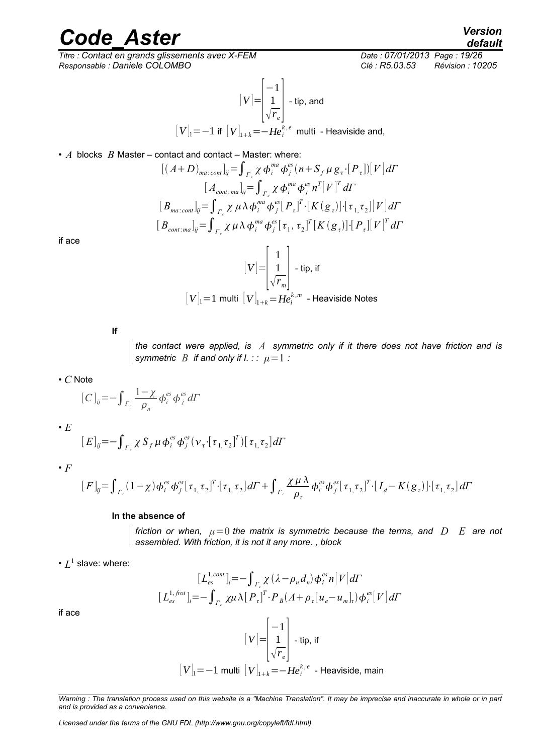$$[V]=\begin{bmatrix}-1\\ \frac{1}{\sqrt{r_e}}\end{bmatrix} \text{ - tip, and}$$

$$[V]_1=-1 \text{ if } [V]_{1+k}=-He_i^{k,e} \text{ multi - Heaviside and,}$$

- $A$ blocks $B$ Master – contact and contact – Master: where:

$$[(A+D)_{ma:cont}]_{ij}=\int_{\Gamma_c}\chi\,\phi_i^{ma}\phi_j^{es}(n+S_f\,\mu\,g_\tau\cdot[P_\tau])[V]\,d\Gamma$$

$$[A_{cont:ma}]_{ij}=\int_{\Gamma_c}\chi\,\phi_i^{ma}\phi_j^{es}\,n^T[V]^T\,d\Gamma$$

$$[B_{ma:cont}]_{ij}=\int_{\Gamma_c}\chi\,\mu\,\lambda\,\phi_i^{ma}\phi_j^{es}[P_\tau]^T\cdot[K(g_\tau)]\cdot[\tau_1,\tau_2][V]\,d\Gamma$$

$$[B_{cont:ma}]_{ij}=\int_{\Gamma_c}\chi\,\mu\,\lambda\,\phi_i^{ma}\phi_j^{es}[\tau_1,\tau_2]^T[K(g_\tau)]\cdot[P_\tau][V]^T\,d\Gamma$$

if ace

$$[V]=\begin{bmatrix}1\\ \frac{1}{\sqrt{r_m}}\end{bmatrix} \text{ - tip, if}$$

$$[V]_1=1 \text{ multi } [V]_{1+k}=He_i^{k,m} \text{ - Heaviside Notes}$$

**If**

> *the contact were applied, is $A$ symmetric only if it there does not have friction and is symmetric $B$ if and only if I. : : $\mu=1$ :*

- $C$ Note

$$[C]_{ij}=-\int_{\Gamma_c}\frac{1-\chi}{\rho_n}\phi_i^{es}\phi_j^{es}\,d\Gamma$$

- $E$

$$[E]_{ij}=-\int_{\Gamma_c}\chi\,S_f\,\mu\,\phi_i^{es}\phi_j^{es}(\nu_\tau\cdot[\tau_1,\tau_2]^T)[\tau_1,\tau_2]\,d\Gamma$$

- $F$

$$[F]_{ij}=\int_{\Gamma_c}(1-\chi)\phi_i^{es}\phi_j^{es}[\tau_1,\tau_2]^T\cdot[\tau_1,\tau_2]\,d\Gamma+\int_{\Gamma_c}\frac{\chi\,\mu\,\lambda}{\rho_\tau}\phi_i^{es}\phi_j^{es}[\tau_1,\tau_2]^T\cdot[I_d-K(g_\tau)]\cdot[\tau_1,\tau_2]\,d\Gamma$$

**In the absence of**

> *friction or when, $\mu=0$ the matrix is symmetric because the terms, and $D$ $E$ are not assembled. With friction, it is not it any more. , block*

- $L^1$ slave: where:

$$[L_{es}^{1,cont}]_i=-\int_{\Gamma_c}\chi(\lambda-\rho_n d_n)\phi_i^{es}\,n[V]\,d\Gamma$$

$$[L_{es}^{1,frot}]_i=-\int_{\Gamma_c}\chi\mu\lambda[P_\tau]^T\cdot P_B(\Lambda+\rho_\tau[u_e-u_m]_\tau)\phi_i^{es}[V]\,d\Gamma$$

if ace

$$[V]=\begin{bmatrix}-1\\ \frac{1}{\sqrt{r_e}}\end{bmatrix} \text{ - tip, if}$$

$$[V]_1=-1 \text{ multi } [V]_{1+k}=-He_i^{k,e} \text{ - Heaviside, main}$$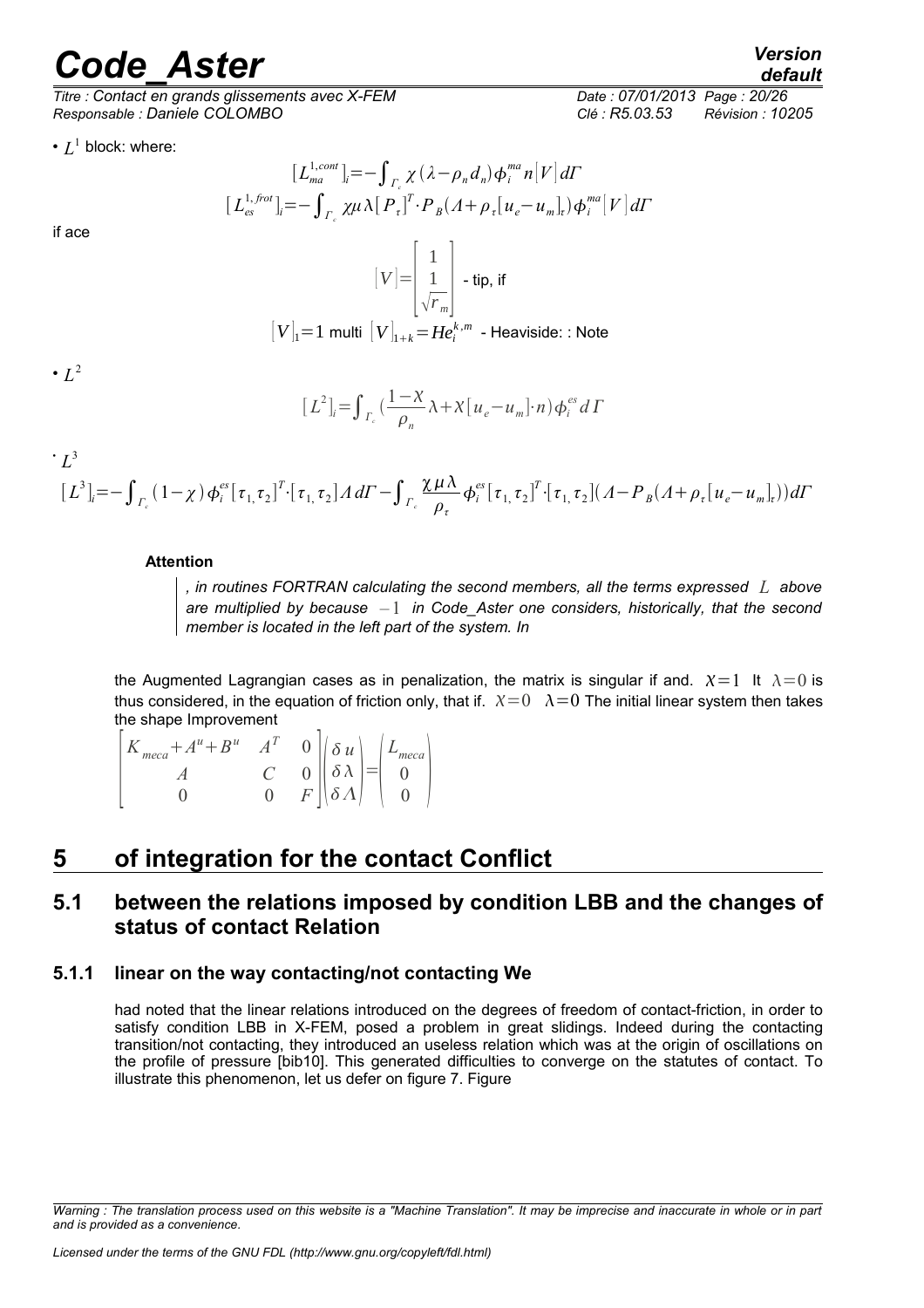- $L^1$ block: where:

$$[L_{ma}^{1,cont}]_i = -\int_{\Gamma_c} \chi(\lambda - \rho_n d_n) \phi_i^{ma} n |V| d\Gamma$$

$$[L_{es}^{1,frot}]_i = -\int_{\Gamma_c} \chi \mu \lambda [P_\tau]^T \cdot P_B (\Lambda + \rho_\tau [u_e - u_m]_\tau) \phi_i^{ma} |V| d\Gamma$$

if ace

$$|V| = \begin{bmatrix} 1 \\ 1 \\ \sqrt{r_m} \end{bmatrix} \text{ - tip, if}$$

$$|V|_1 = 1 \text{ multi } |V|_{1+k} = He_i^{k,m} \text{ - Heaviside: : Note}$$

- $L^2$

$$[L^2]_i = \int_{\Gamma_c} \left(\frac{1-\chi}{\rho_n} \lambda + \chi [u_e - u_m] \cdot n\right) \phi_i^{es} d\Gamma$$

- $L^3$

$$[L^3]_i = -\int_{\Gamma_c} (1-\chi) \phi_i^{es} [\tau_1, \tau_2]^T \cdot [\tau_1, \tau_2] \Lambda d\Gamma - \int_{\Gamma_c} \frac{\chi \mu \lambda}{\rho_\tau} \phi_i^{es} [\tau_1, \tau_2]^T \cdot [\tau_1, \tau_2] (\Lambda - P_B(\Lambda + \rho_\tau [u_e - u_m]_\tau)) d\Gamma$$

**Attention**

> *, in routines FORTRAN calculating the second members, all the terms expressed $L$ above are multiplied by because $-1$ in Code_Aster one considers, historically, that the second member is located in the left part of the system. In*

the Augmented Lagrangian cases as in penalization, the matrix is singular if and. $\chi=1$ It $\lambda=0$ is thus considered, in the equation of friction only, that if. $\chi=0$ $\lambda=0$ The initial linear system then takes the shape Improvement

$$\begin{bmatrix} K_{meca} + A^u + B^u & A^T & 0 \\ A & C & 0 \\ 0 & 0 & F \end{bmatrix} \begin{pmatrix} \delta u \\ \delta \lambda \\ \delta \Lambda \end{pmatrix} = \begin{pmatrix} L_{meca} \\ 0 \\ 0 \end{pmatrix}$$

## 5 of integration for the contact Conflict

### 5.1 between the relations imposed by condition LBB and the changes of status of contact Relation

#### 5.1.1 linear on the way contacting/not contacting We

had noted that the linear relations introduced on the degrees of freedom of contact-friction, in order to satisfy condition LBB in X-FEM, posed a problem in great slidings. Indeed during the contacting transition/not contacting, they introduced an useless relation which was at the origin of oscillations on the profile of pressure [bib10]. This generated difficulties to converge on the statutes of contact. To illustrate this phenomenon, let us defer on figure 7. Figure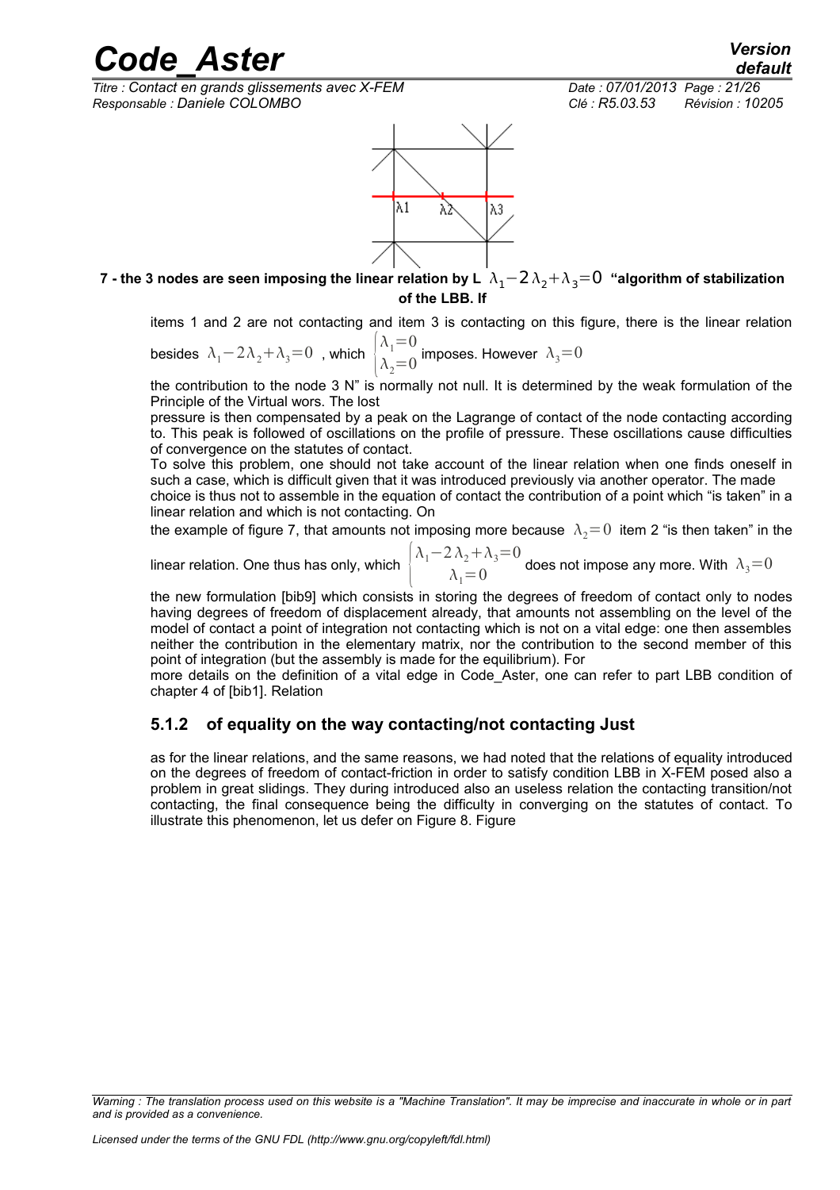**7 - the 3 nodes are seen imposing the linear relation by L $\lambda_1 - 2\lambda_2 + \lambda_3 = 0$ "algorithm of stabilization of the LBB. If**

items 1 and 2 are not contacting and item 3 is contacting on this figure, there is the linear relation besides $\lambda_1 - 2\lambda_2 + \lambda_3 = 0$ , which $\begin{cases} \lambda_1 = 0 \\ \lambda_2 = 0 \end{cases}$ imposes. However $\lambda_3 = 0$

the contribution to the node 3 N" is normally not null. It is determined by the weak formulation of the Principle of the Virtual wors. The lost

pressure is then compensated by a peak on the Lagrange of contact of the node contacting according to. This peak is followed of oscillations on the profile of pressure. These oscillations cause difficulties of convergence on the statutes of contact.

To solve this problem, one should not take account of the linear relation when one finds oneself in such a case, which is difficult given that it was introduced previously via another operator. The made

choice is thus not to assemble in the equation of contact the contribution of a point which "is taken" in a linear relation and which is not contacting. On

the example of figure 7, that amounts not imposing more because $\lambda_2 = 0$ item 2 "is then taken" in the linear relation. One thus has only, which $\begin{cases} \lambda_1 - 2\lambda_2 + \lambda_3 = 0 \\ \lambda_1 = 0 \end{cases}$ does not impose any more. With $\lambda_3 = 0$

the new formulation [bib9] which consists in storing the degrees of freedom of contact only to nodes having degrees of freedom of displacement already, that amounts not assembling on the level of the model of contact a point of integration not contacting which is not on a vital edge: one then assembles neither the contribution in the elementary matrix, nor the contribution to the second member of this point of integration (but the assembly is made for the equilibrium). For

more details on the definition of a vital edge in Code_Aster, one can refer to part LBB condition of chapter 4 of [bib1]. Relation

### 5.1.2 of equality on the way contacting/not contacting Just

as for the linear relations, and the same reasons, we had noted that the relations of equality introduced on the degrees of freedom of contact-friction in order to satisfy condition LBB in X-FEM posed also a problem in great slidings. They during introduced also an useless relation the contacting transition/not contacting, the final consequence being the difficulty in converging on the statutes of contact. To illustrate this phenomenon, let us defer on Figure 8. Figure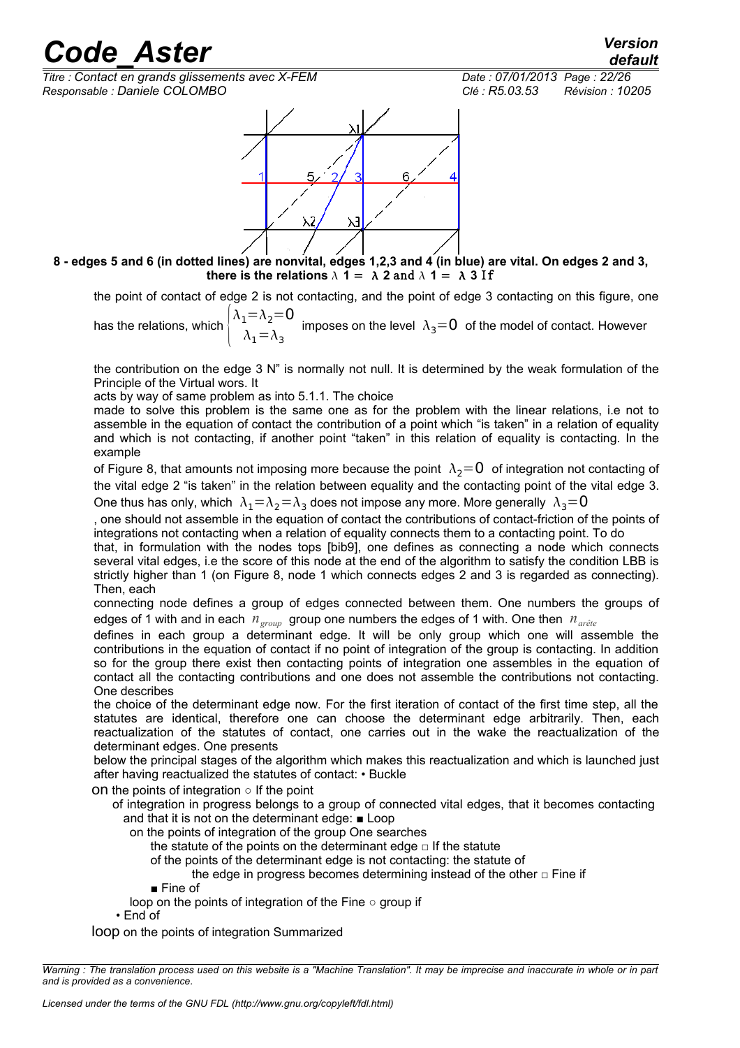8 - **edges 5 and 6 (in dotted lines) are nonvital, edges 1,2,3 and 4 (in blue) are vital. On edges 2 and 3, there is the relations $\lambda$ 1 = $\lambda$ 2 and $\lambda$ 1 = $\lambda$ 3** If

the point of contact of edge 2 is not contacting, and the point of edge 3 contacting on this figure, one has the relations, which $\begin{cases} \lambda_1 = \lambda_2 = 0 \\ \lambda_1 = \lambda_3 \end{cases}$ imposes on the level $\lambda_3 = 0$ of the model of contact. However

the contribution on the edge 3 N" is normally not null. It is determined by the weak formulation of the Principle of the Virtual wors. It

acts by way of same problem as into 5.1.1. The choice

made to solve this problem is the same one as for the problem with the linear relations, i.e not to assemble in the equation of contact the contribution of a point which "is taken" in a relation of equality and which is not contacting, if another point "taken" in this relation of equality is contacting. In the example

of Figure 8, that amounts not imposing more because the point $\lambda_2 = 0$ of integration not contacting of the vital edge 2 "is taken" in the relation between equality and the contacting point of the vital edge 3. One thus has only, which $\lambda_1 = \lambda_2 = \lambda_3$ does not impose any more. More generally $\lambda_3 = 0$

, one should not assemble in the equation of contact the contributions of contact-friction of the points of integrations not contacting when a relation of equality connects them to a contacting point. To do

that, in formulation with the nodes tops [bib9], one defines as connecting a node which connects several vital edges, i.e the score of this node at the end of the algorithm to satisfy the condition LBB is strictly higher than 1 (on Figure 8, node 1 which connects edges 2 and 3 is regarded as connecting). Then, each

connecting node defines a group of edges connected between them. One numbers the groups of edges of 1 with and in each $n_{group}$ group one numbers the edges of 1 with. One then $n_{arête}$

defines in each group a determinant edge. It will be only group which one will assemble the contributions in the equation of contact if no point of integration of the group is contacting. In addition so for the group there exist then contacting points of integration one assembles in the equation of contact all the contacting contributions and one does not assemble the contributions not contacting. One describes

the choice of the determinant edge now. For the first iteration of contact of the first time step, all the statutes are identical, therefore one can choose the determinant edge arbitrarily. Then, each reactualization of the statutes of contact, one carries out in the wake the reactualization of the determinant edges. One presents

below the principal stages of the algorithm which makes this reactualization and which is launched just after having reactualized the statutes of contact: • Buckle

on the points of integration ○ If the point

of integration in progress belongs to a group of connected vital edges, that it becomes contacting and that it is not on the determinant edge: ■ Loop

on the points of integration of the group One searches

the statute of the points on the determinant edge □ If the statute

of the points of the determinant edge is not contacting: the statute of

the edge in progress becomes determining instead of the other □ Fine if

■ Fine of

loop on the points of integration of the Fine ○ group if

• End of

loop on the points of integration Summarized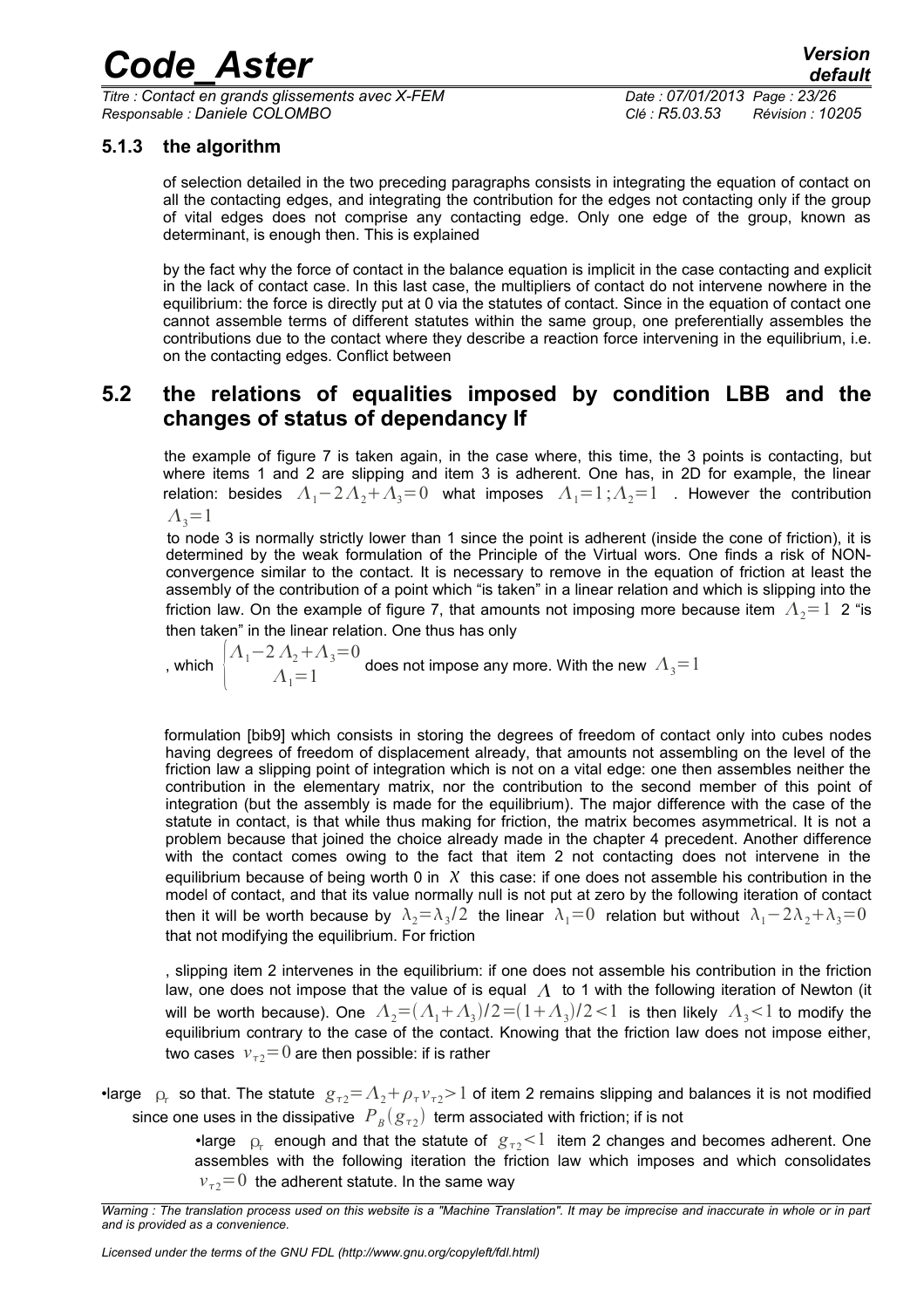### 5.1.3 the algorithm

of selection detailed in the two preceding paragraphs consists in integrating the equation of contact on all the contacting edges, and integrating the contribution for the edges not contacting only if the group of vital edges does not comprise any contacting edge. Only one edge of the group, known as determinant, is enough then. This is explained

by the fact why the force of contact in the balance equation is implicit in the case contacting and explicit in the lack of contact case. In this last case, the multipliers of contact do not intervene nowhere in the equilibrium: the force is directly put at 0 via the statutes of contact. Since in the equation of contact one cannot assemble terms of different statutes within the same group, one preferentially assembles the contributions due to the contact where they describe a reaction force intervening in the equilibrium, i.e. on the contacting edges. Conflict between

## 5.2 the relations of equalities imposed by condition LBB and the changes of status of dependancy If

the example of figure 7 is taken again, in the case where, this time, the 3 points is contacting, but where items 1 and 2 are slipping and item 3 is adherent. One has, in 2D for example, the linear relation: besides $\Lambda_1 - 2\Lambda_2 + \Lambda_3 = 0$ what imposes $\Lambda_1 = 1 ; \Lambda_2 = 1$ . However the contribution $\Lambda_3 = 1$

to node 3 is normally strictly lower than 1 since the point is adherent (inside the cone of friction), it is determined by the weak formulation of the Principle of the Virtual wors. One finds a risk of NON-convergence similar to the contact. It is necessary to remove in the equation of friction at least the assembly of the contribution of a point which "is taken" in a linear relation and which is slipping into the friction law. On the example of figure 7, that amounts not imposing more because item $\Lambda_2 = 1$ 2 "is then taken" in the linear relation. One thus has only

, which $\begin{cases} \Lambda_1 - 2\Lambda_2 + \Lambda_3 = 0 \\ \Lambda_1 = 1 \end{cases}$ does not impose any more. With the new $\Lambda_3 = 1$

formulation [bib9] which consists in storing the degrees of freedom of contact only into cubes nodes having degrees of freedom of displacement already, that amounts not assembling on the level of the friction law a slipping point of integration which is not on a vital edge: one then assembles neither the contribution in the elementary matrix, nor the contribution to the second member of this point of integration (but the assembly is made for the equilibrium). The major difference with the case of the statute in contact, is that while thus making for friction, the matrix becomes asymmetrical. It is not a problem because that joined the choice already made in the chapter 4 precedent. Another difference with the contact comes owing to the fact that item 2 not contacting does not intervene in the equilibrium because of being worth 0 in $X$ this case: if one does not assemble his contribution in the model of contact, and that its value normally null is not put at zero by the following iteration of contact then it will be worth because by $\lambda_2 = \lambda_3 / 2$ the linear $\lambda_1 = 0$ relation but without $\lambda_1 - 2\lambda_2 + \lambda_3 = 0$ that not modifying the equilibrium. For friction

, slipping item 2 intervenes in the equilibrium: if one does not assemble his contribution in the friction law, one does not impose that the value of is equal $\Lambda$ to 1 with the following iteration of Newton (it will be worth because). One $\Lambda_2 = (\Lambda_1 + \Lambda_3)/2 = (1 + \Lambda_3)/2 < 1$ is then likely $\Lambda_3 < 1$ to modify the equilibrium contrary to the case of the contact. Knowing that the friction law does not impose either, two cases $v_{\tau 2} = 0$ are then possible: if is rather

- large $\rho_\tau$ so that. The statute $g_{\tau 2} = \Lambda_2 + \rho_\tau v_{\tau 2} > 1$ of item 2 remains slipping and balances it is not modified since one uses in the dissipative $P_B(g_{\tau 2})$ term associated with friction; if is not
  - large $\rho_\tau$ enough and that the statute of $g_{\tau 2} < 1$ item 2 changes and becomes adherent. One assembles with the following iteration the friction law which imposes and which consolidates $v_{\tau 2} = 0$ the adherent statute. In the same way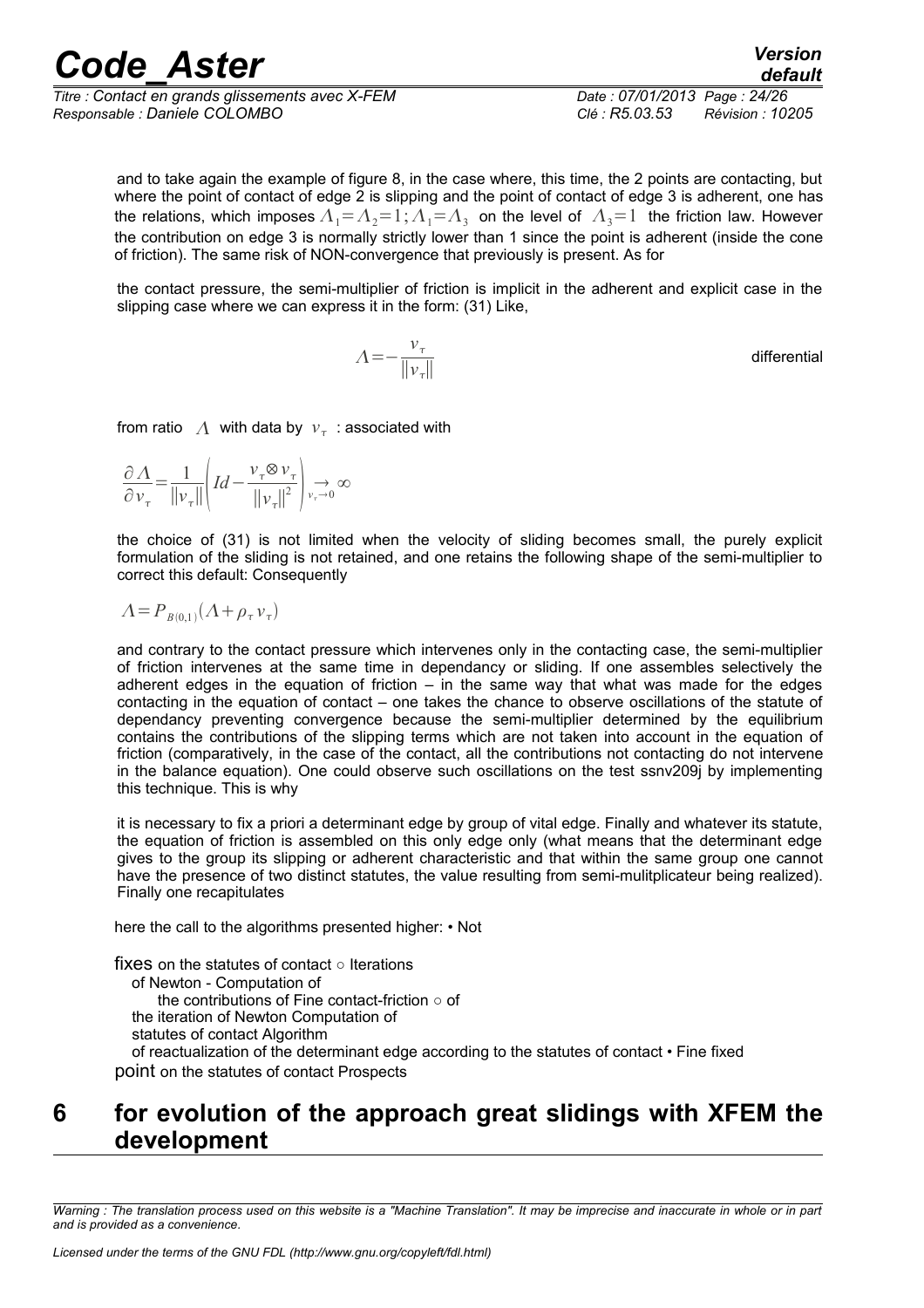and to take again the example of figure 8, in the case where, this time, the 2 points are contacting, but where the point of contact of edge 2 is slipping and the point of contact of edge 3 is adherent, one has the relations, which imposes $\Lambda_1 = \Lambda_2 = 1; \Lambda_1 = \Lambda_3$ on the level of $\Lambda_3 = 1$ the friction law. However the contribution on edge 3 is normally strictly lower than 1 since the point is adherent (inside the cone of friction). The same risk of NON-convergence that previously is present. As for

the contact pressure, the semi-multiplier of friction is implicit in the adherent and explicit case in the slipping case where we can express it in the form: (31) Like,

$$\Lambda = -\frac{v_\tau}{\|v_\tau\|}$$

differential

from ratio $\Lambda$ with data by $v_\tau$ : associated with

$$\frac{\partial \Lambda}{\partial v_\tau} = \frac{1}{\|v_\tau\|}\left(Id - \frac{v_\tau \otimes v_\tau}{\|v_\tau\|^2}\right) \underset{v_\tau \to 0}{\rightarrow} \infty$$

the choice of (31) is not limited when the velocity of sliding becomes small, the purely explicit formulation of the sliding is not retained, and one retains the following shape of the semi-multiplier to correct this default: Consequently

$$\Lambda = P_{B(0,1)}(\Lambda + \rho_\tau v_\tau)$$

and contrary to the contact pressure which intervenes only in the contacting case, the semi-multiplier of friction intervenes at the same time in dependancy or sliding. If one assembles selectively the adherent edges in the equation of friction – in the same way that what was made for the edges contacting in the equation of contact – one takes the chance to observe oscillations of the statute of dependancy preventing convergence because the semi-multiplier determined by the equilibrium contains the contributions of the slipping terms which are not taken into account in the equation of friction (comparatively, in the case of the contact, all the contributions not contacting do not intervene in the balance equation). One could observe such oscillations on the test ssnv209j by implementing this technique. This is why

it is necessary to fix a priori a determinant edge by group of vital edge. Finally and whatever its statute, the equation of friction is assembled on this only edge only (what means that the determinant edge gives to the group its slipping or adherent characteristic and that within the same group one cannot have the presence of two distinct statutes, the value resulting from semi-mulitplicateur being realized). Finally one recapitulates

here the call to the algorithms presented higher: • Not

fixes on the statutes of contact ○ Iterations
of Newton - Computation of
the contributions of Fine contact-friction ○ of
the iteration of Newton Computation of
statutes of contact Algorithm
of reactualization of the determinant edge according to the statutes of contact • Fine fixed
point on the statutes of contact Prospects

# 6 for evolution of the approach great slidings with XFEM the development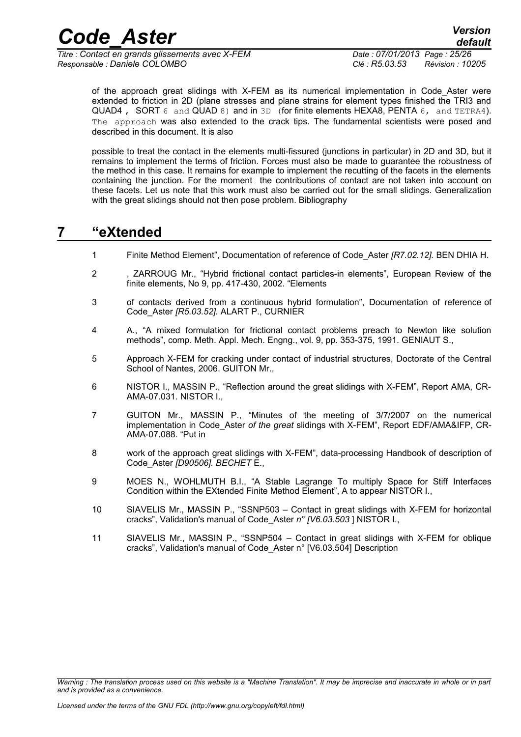of the approach great slidings with X-FEM as its numerical implementation in Code_Aster were extended to friction in 2D (plane stresses and plane strains for element types finished the TRI3 and QUAD4 , SORT 6 and QUAD 8) and in 3D (for finite elements HEXA8, PENTA 6, and TETRA4). The approach was also extended to the crack tips. The fundamental scientists were posed and described in this document. It is also

possible to treat the contact in the elements multi-fissured (junctions in particular) in 2D and 3D, but it remains to implement the terms of friction. Forces must also be made to guarantee the robustness of the method in this case. It remains for example to implement the recutting of the facets in the elements containing the junction. For the moment the contributions of contact are not taken into account on these facets. Let us note that this work must also be carried out for the small slidings. Generalization with the great slidings should not then pose problem. Bibliography

# 7 "eXtended

1. Finite Method Element", Documentation of reference of Code_Aster *[R7.02.12]*. BEN DHIA H.
2. , ZARROUG Mr., "Hybrid frictional contact particles-in elements", European Review of the finite elements, No 9, pp. 417-430, 2002. "Elements
3. of contacts derived from a continuous hybrid formulation", Documentation of reference of Code_Aster *[R5.03.52]*. ALART P., CURNIER
4. A., "A mixed formulation for frictional contact problems preach to Newton like solution methods", comp. Meth. Appl. Mech. Engng., vol. 9, pp. 353-375, 1991. GENIAUT S.,
5. Approach X-FEM for cracking under contact of industrial structures, Doctorate of the Central School of Nantes, 2006. GUITON Mr.,
6. NISTOR I., MASSIN P., "Reflection around the great slidings with X-FEM", Report AMA, CR-AMA-07.031. NISTOR I.,
7. GUITON Mr., MASSIN P., "Minutes of the meeting of 3/7/2007 on the numerical implementation in Code_Aster *of the great* slidings with X-FEM", Report EDF/AMA&IFP, CR-AMA-07.088. "Put in
8. work of the approach great slidings with X-FEM", data-processing Handbook of description of Code_Aster *[D90506]*. *BECHET* E.,
9. MOES N., WOHLMUTH B.I., "A Stable Lagrange To multiply Space for Stiff Interfaces Condition within the EXtended Finite Method Element", A to appear NISTOR I.,
10. SIAVELIS Mr., MASSIN P., "SSNP503 – Contact in great slidings with X-FEM for horizontal cracks", Validation's manual of Code_Aster *n° [V6.03.503* ] NISTOR I.,
11. SIAVELIS Mr., MASSIN P., "SSNP504 – Contact in great slidings with X-FEM for oblique cracks", Validation's manual of Code_Aster n° [V6.03.504] Description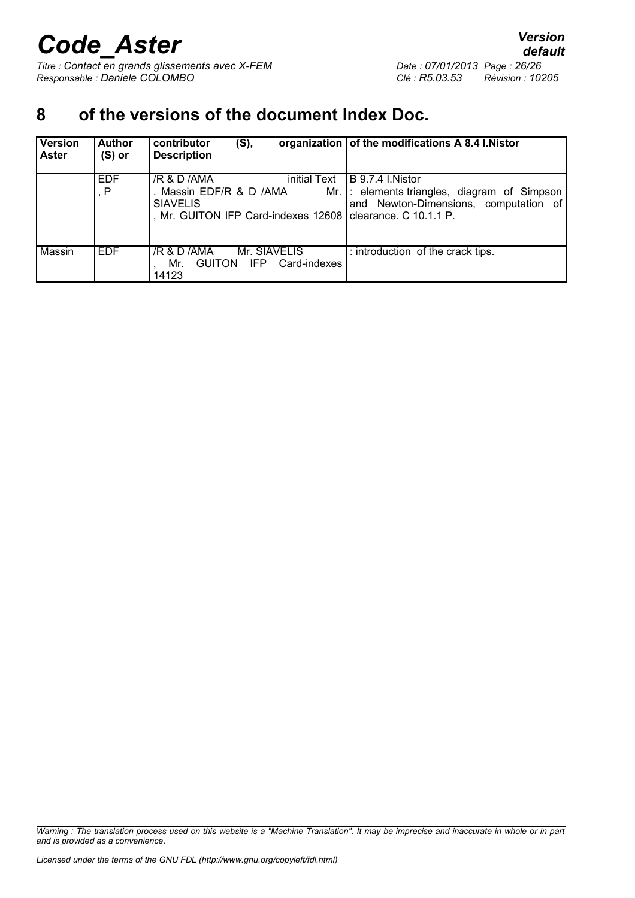## 8 of the versions of the document Index Doc.

| Version Aster | Author (S) or | contributor (S), organization Description | of the modifications A 8.4 I.Nistor |
|---|---|---|---|
| | EDF | /R & D /AMA initial Text | B 9.7.4 I.Nistor |
| | , P | . Massin EDF/R & D /AMA Mr. SIAVELIS , Mr. GUITON IFP Card-indexes 12608 | : elements triangles, diagram of Simpson and Newton-Dimensions, computation of clearance. C 10.1.1 P. |
| Massin | EDF | /R & D /AMA Mr. SIAVELIS , Mr. GUITON IFP Card-indexes 14123 | : introduction of the crack tips. |